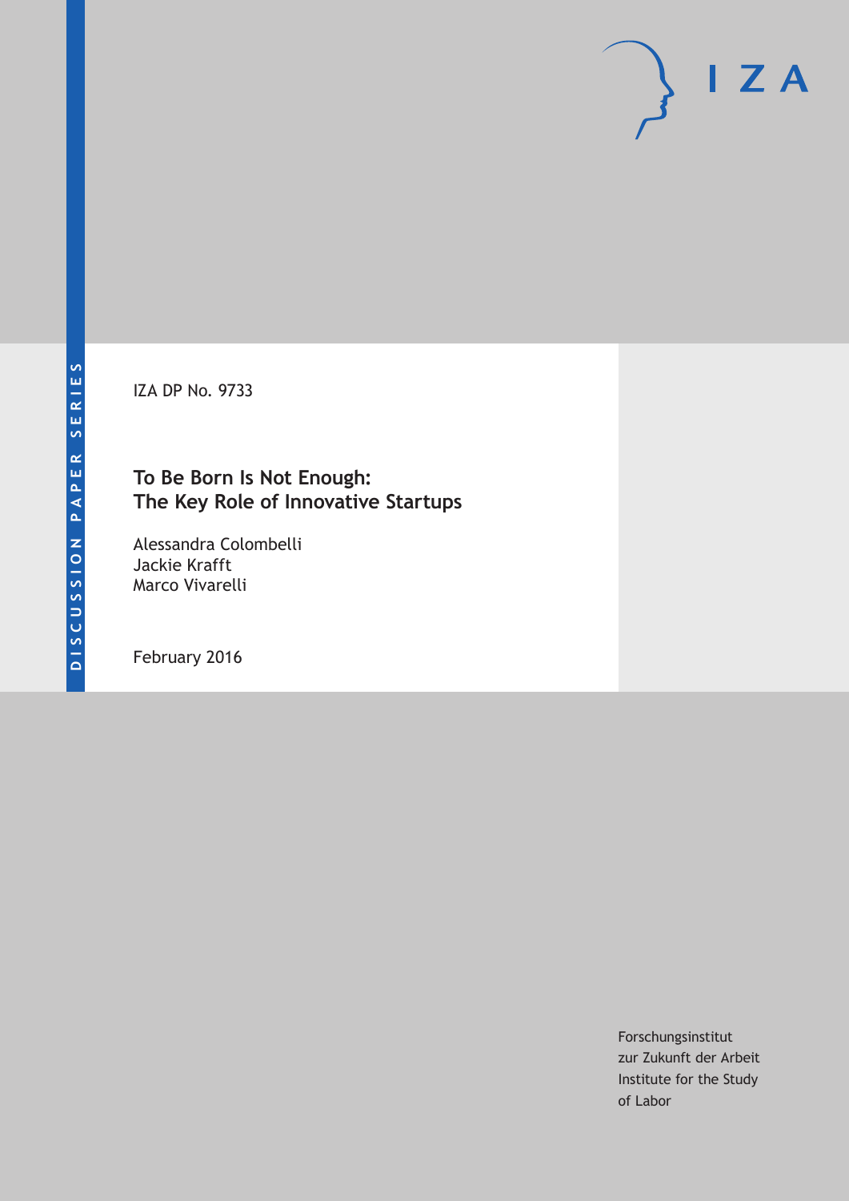DISCUSSION PAPER SERIES

IZA DP No. 9733

# To Be Born Is Not Enough: The Key Role of Innovative Startups

Alessandra Colombelli
Jackie Krafft
Marco Vivarelli

February 2016

Forschungsinstitut
zur Zukunft der Arbeit
Institute for the Study
of Labor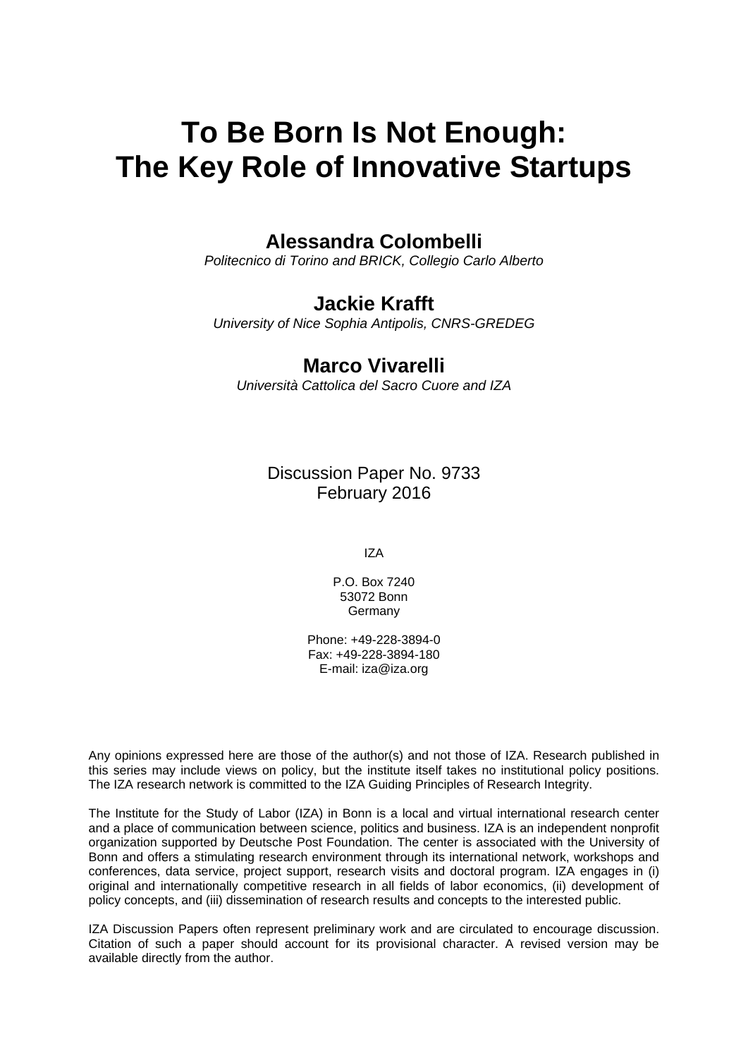# To Be Born Is Not Enough: The Key Role of Innovative Startups

**Alessandra Colombelli**

*Politecnico di Torino and BRICK, Collegio Carlo Alberto*

**Jackie Krafft**

*University of Nice Sophia Antipolis, CNRS-GREDEG*

**Marco Vivarelli**

*Università Cattolica del Sacro Cuore and IZA*

Discussion Paper No. 9733
February 2016

IZA

P.O. Box 7240
53072 Bonn
Germany

Phone: +49-228-3894-0
Fax: +49-228-3894-180
E-mail: iza@iza.org

Any opinions expressed here are those of the author(s) and not those of IZA. Research published in this series may include views on policy, but the institute itself takes no institutional policy positions. The IZA research network is committed to the IZA Guiding Principles of Research Integrity.

The Institute for the Study of Labor (IZA) in Bonn is a local and virtual international research center and a place of communication between science, politics and business. IZA is an independent nonprofit organization supported by Deutsche Post Foundation. The center is associated with the University of Bonn and offers a stimulating research environment through its international network, workshops and conferences, data service, project support, research visits and doctoral program. IZA engages in (i) original and internationally competitive research in all fields of labor economics, (ii) development of policy concepts, and (iii) dissemination of research results and concepts to the interested public.

IZA Discussion Papers often represent preliminary work and are circulated to encourage discussion. Citation of such a paper should account for its provisional character. A revised version may be available directly from the author.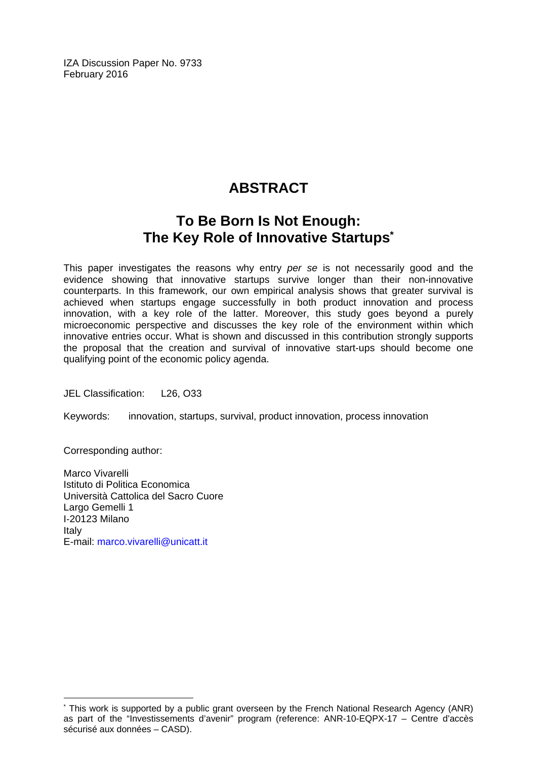IZA Discussion Paper No. 9733
February 2016

# ABSTRACT

## To Be Born Is Not Enough: The Key Role of Innovative Startups*

This paper investigates the reasons why entry *per se* is not necessarily good and the evidence showing that innovative startups survive longer than their non-innovative counterparts. In this framework, our own empirical analysis shows that greater survival is achieved when startups engage successfully in both product innovation and process innovation, with a key role of the latter. Moreover, this study goes beyond a purely microeconomic perspective and discusses the key role of the environment within which innovative entries occur. What is shown and discussed in this contribution strongly supports the proposal that the creation and survival of innovative start-ups should become one qualifying point of the economic policy agenda.

JEL Classification: L26, O33

Keywords: innovation, startups, survival, product innovation, process innovation

Corresponding author:

Marco Vivarelli
Istituto di Politica Economica
Università Cattolica del Sacro Cuore
Largo Gemelli 1
I-20123 Milano
Italy
E-mail: marco.vivarelli@unicatt.it

---

* This work is supported by a public grant overseen by the French National Research Agency (ANR) as part of the "Investissements d'avenir" program (reference: ANR-10-EQPX-17 – Centre d'accès sécurisé aux données – CASD).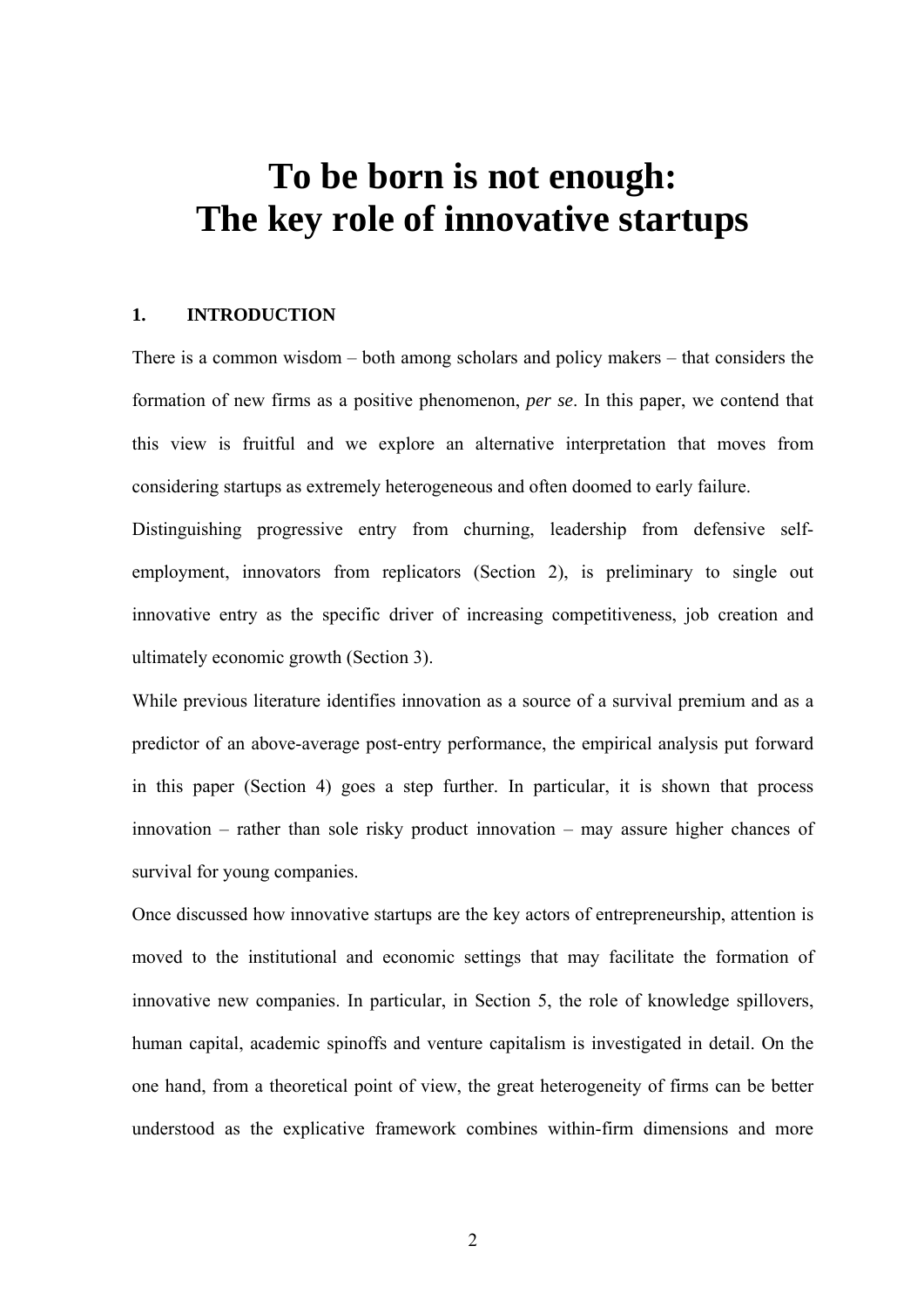# To be born is not enough: The key role of innovative startups

## 1. INTRODUCTION

There is a common wisdom – both among scholars and policy makers – that considers the formation of new firms as a positive phenomenon, *per se*. In this paper, we contend that this view is fruitful and we explore an alternative interpretation that moves from considering startups as extremely heterogeneous and often doomed to early failure.

Distinguishing progressive entry from churning, leadership from defensive self-employment, innovators from replicators (Section 2), is preliminary to single out innovative entry as the specific driver of increasing competitiveness, job creation and ultimately economic growth (Section 3).

While previous literature identifies innovation as a source of a survival premium and as a predictor of an above-average post-entry performance, the empirical analysis put forward in this paper (Section 4) goes a step further. In particular, it is shown that process innovation – rather than sole risky product innovation – may assure higher chances of survival for young companies.

Once discussed how innovative startups are the key actors of entrepreneurship, attention is moved to the institutional and economic settings that may facilitate the formation of innovative new companies. In particular, in Section 5, the role of knowledge spillovers, human capital, academic spinoffs and venture capitalism is investigated in detail. On the one hand, from a theoretical point of view, the great heterogeneity of firms can be better understood as the explicative framework combines within-firm dimensions and more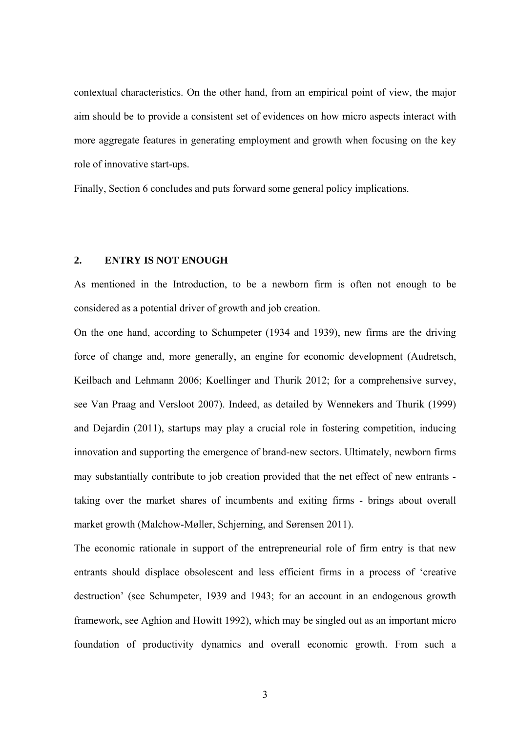contextual characteristics. On the other hand, from an empirical point of view, the major aim should be to provide a consistent set of evidences on how micro aspects interact with more aggregate features in generating employment and growth when focusing on the key role of innovative start-ups.

Finally, Section 6 concludes and puts forward some general policy implications.

## 2. ENTRY IS NOT ENOUGH

As mentioned in the Introduction, to be a newborn firm is often not enough to be considered as a potential driver of growth and job creation.

On the one hand, according to Schumpeter (1934 and 1939), new firms are the driving force of change and, more generally, an engine for economic development (Audretsch, Keilbach and Lehmann 2006; Koellinger and Thurik 2012; for a comprehensive survey, see Van Praag and Versloot 2007). Indeed, as detailed by Wennekers and Thurik (1999) and Dejardin (2011), startups may play a crucial role in fostering competition, inducing innovation and supporting the emergence of brand-new sectors. Ultimately, newborn firms may substantially contribute to job creation provided that the net effect of new entrants - taking over the market shares of incumbents and exiting firms - brings about overall market growth (Malchow-Møller, Schjerning, and Sørensen 2011).

The economic rationale in support of the entrepreneurial role of firm entry is that new entrants should displace obsolescent and less efficient firms in a process of 'creative destruction' (see Schumpeter, 1939 and 1943; for an account in an endogenous growth framework, see Aghion and Howitt 1992), which may be singled out as an important micro foundation of productivity dynamics and overall economic growth. From such a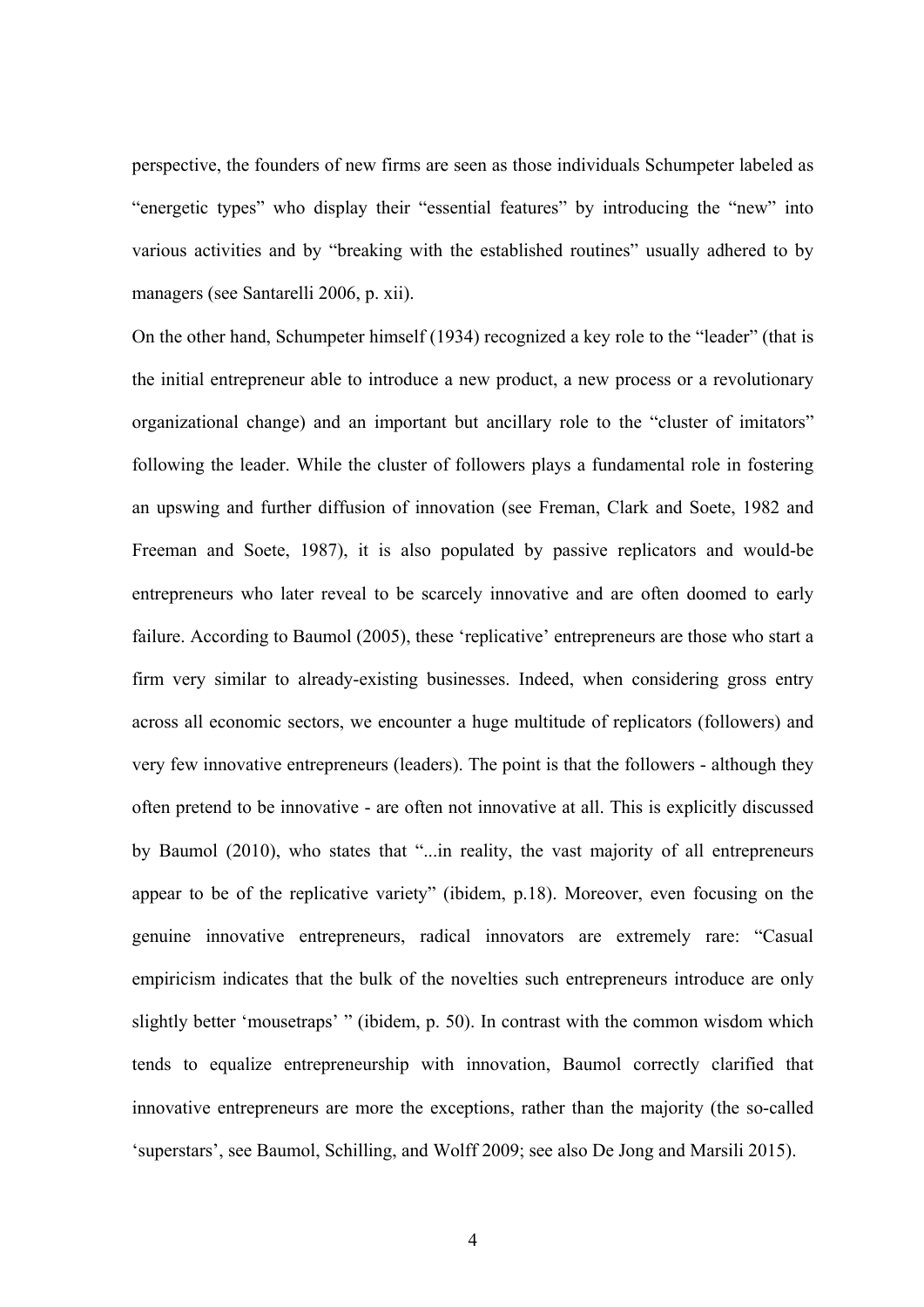perspective, the founders of new firms are seen as those individuals Schumpeter labeled as "energetic types" who display their "essential features" by introducing the "new" into various activities and by "breaking with the established routines" usually adhered to by managers (see Santarelli 2006, p. xii).

On the other hand, Schumpeter himself (1934) recognized a key role to the "leader" (that is the initial entrepreneur able to introduce a new product, a new process or a revolutionary organizational change) and an important but ancillary role to the "cluster of imitators" following the leader. While the cluster of followers plays a fundamental role in fostering an upswing and further diffusion of innovation (see Freman, Clark and Soete, 1982 and Freeman and Soete, 1987), it is also populated by passive replicators and would-be entrepreneurs who later reveal to be scarcely innovative and are often doomed to early failure. According to Baumol (2005), these 'replicative' entrepreneurs are those who start a firm very similar to already-existing businesses. Indeed, when considering gross entry across all economic sectors, we encounter a huge multitude of replicators (followers) and very few innovative entrepreneurs (leaders). The point is that the followers - although they often pretend to be innovative - are often not innovative at all. This is explicitly discussed by Baumol (2010), who states that "...in reality, the vast majority of all entrepreneurs appear to be of the replicative variety" (ibidem, p.18). Moreover, even focusing on the genuine innovative entrepreneurs, radical innovators are extremely rare: "Casual empiricism indicates that the bulk of the novelties such entrepreneurs introduce are only slightly better 'mousetraps' " (ibidem, p. 50). In contrast with the common wisdom which tends to equalize entrepreneurship with innovation, Baumol correctly clarified that innovative entrepreneurs are more the exceptions, rather than the majority (the so-called 'superstars', see Baumol, Schilling, and Wolff 2009; see also De Jong and Marsili 2015).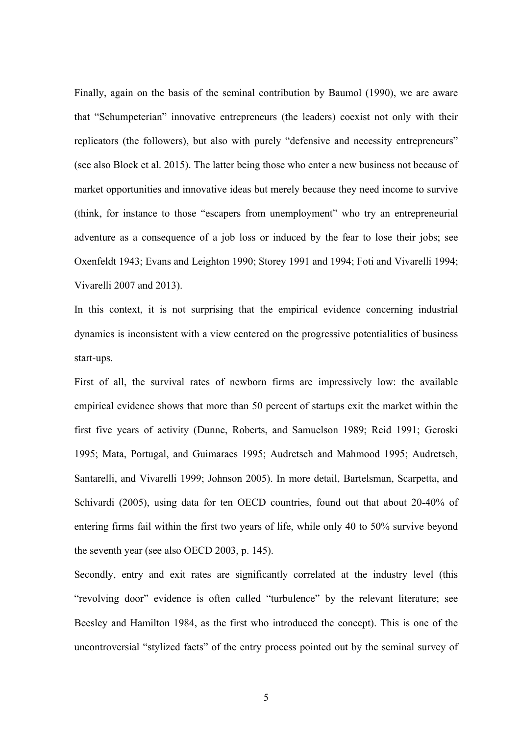Finally, again on the basis of the seminal contribution by Baumol (1990), we are aware that "Schumpeterian" innovative entrepreneurs (the leaders) coexist not only with their replicators (the followers), but also with purely "defensive and necessity entrepreneurs" (see also Block et al. 2015). The latter being those who enter a new business not because of market opportunities and innovative ideas but merely because they need income to survive (think, for instance to those "escapers from unemployment" who try an entrepreneurial adventure as a consequence of a job loss or induced by the fear to lose their jobs; see Oxenfeldt 1943; Evans and Leighton 1990; Storey 1991 and 1994; Foti and Vivarelli 1994; Vivarelli 2007 and 2013).

In this context, it is not surprising that the empirical evidence concerning industrial dynamics is inconsistent with a view centered on the progressive potentialities of business start-ups.

First of all, the survival rates of newborn firms are impressively low: the available empirical evidence shows that more than 50 percent of startups exit the market within the first five years of activity (Dunne, Roberts, and Samuelson 1989; Reid 1991; Geroski 1995; Mata, Portugal, and Guimaraes 1995; Audretsch and Mahmood 1995; Audretsch, Santarelli, and Vivarelli 1999; Johnson 2005). In more detail, Bartelsman, Scarpetta, and Schivardi (2005), using data for ten OECD countries, found out that about 20-40% of entering firms fail within the first two years of life, while only 40 to 50% survive beyond the seventh year (see also OECD 2003, p. 145).

Secondly, entry and exit rates are significantly correlated at the industry level (this "revolving door" evidence is often called "turbulence" by the relevant literature; see Beesley and Hamilton 1984, as the first who introduced the concept). This is one of the uncontroversial "stylized facts" of the entry process pointed out by the seminal survey of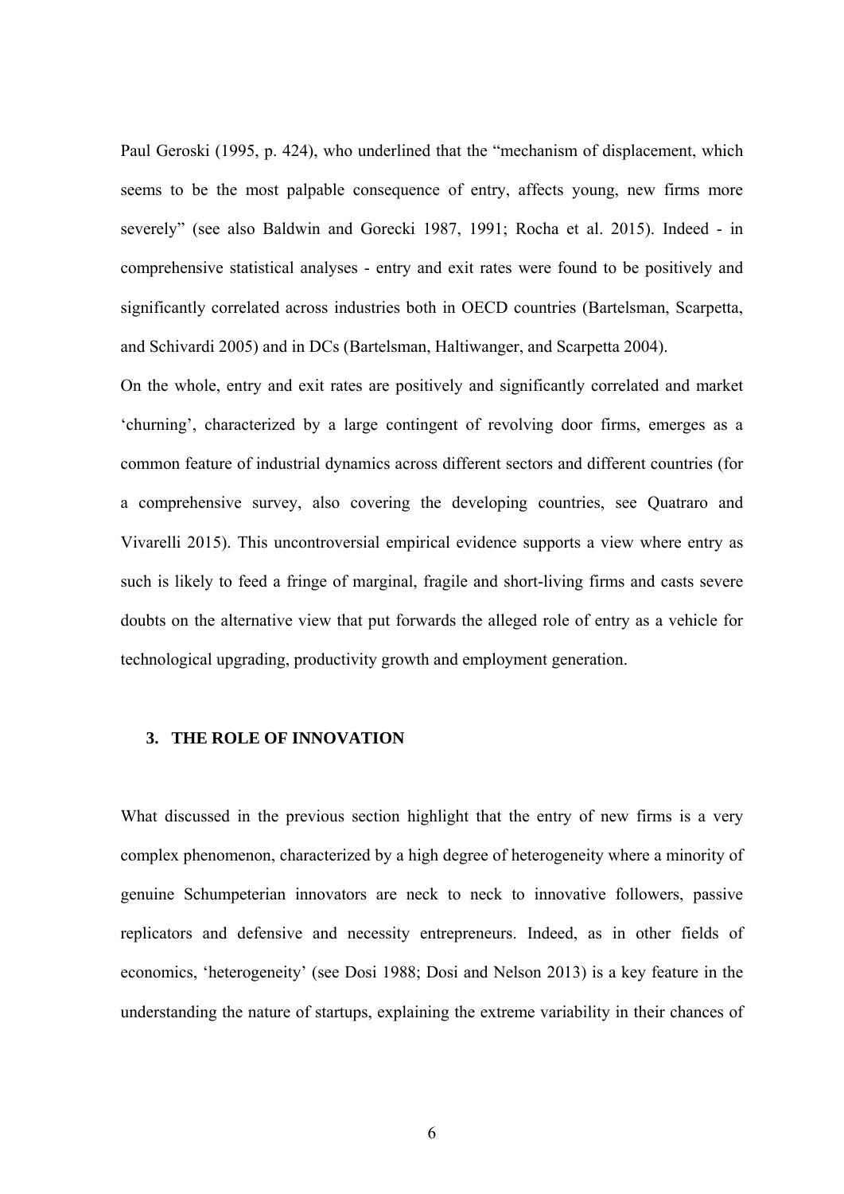Paul Geroski (1995, p. 424), who underlined that the "mechanism of displacement, which seems to be the most palpable consequence of entry, affects young, new firms more severely" (see also Baldwin and Gorecki 1987, 1991; Rocha et al. 2015). Indeed - in comprehensive statistical analyses - entry and exit rates were found to be positively and significantly correlated across industries both in OECD countries (Bartelsman, Scarpetta, and Schivardi 2005) and in DCs (Bartelsman, Haltiwanger, and Scarpetta 2004).

On the whole, entry and exit rates are positively and significantly correlated and market 'churning', characterized by a large contingent of revolving door firms, emerges as a common feature of industrial dynamics across different sectors and different countries (for a comprehensive survey, also covering the developing countries, see Quatraro and Vivarelli 2015). This uncontroversial empirical evidence supports a view where entry as such is likely to feed a fringe of marginal, fragile and short-living firms and casts severe doubts on the alternative view that put forwards the alleged role of entry as a vehicle for technological upgrading, productivity growth and employment generation.

## 3. THE ROLE OF INNOVATION

What discussed in the previous section highlight that the entry of new firms is a very complex phenomenon, characterized by a high degree of heterogeneity where a minority of genuine Schumpeterian innovators are neck to neck to innovative followers, passive replicators and defensive and necessity entrepreneurs. Indeed, as in other fields of economics, 'heterogeneity' (see Dosi 1988; Dosi and Nelson 2013) is a key feature in the understanding the nature of startups, explaining the extreme variability in their chances of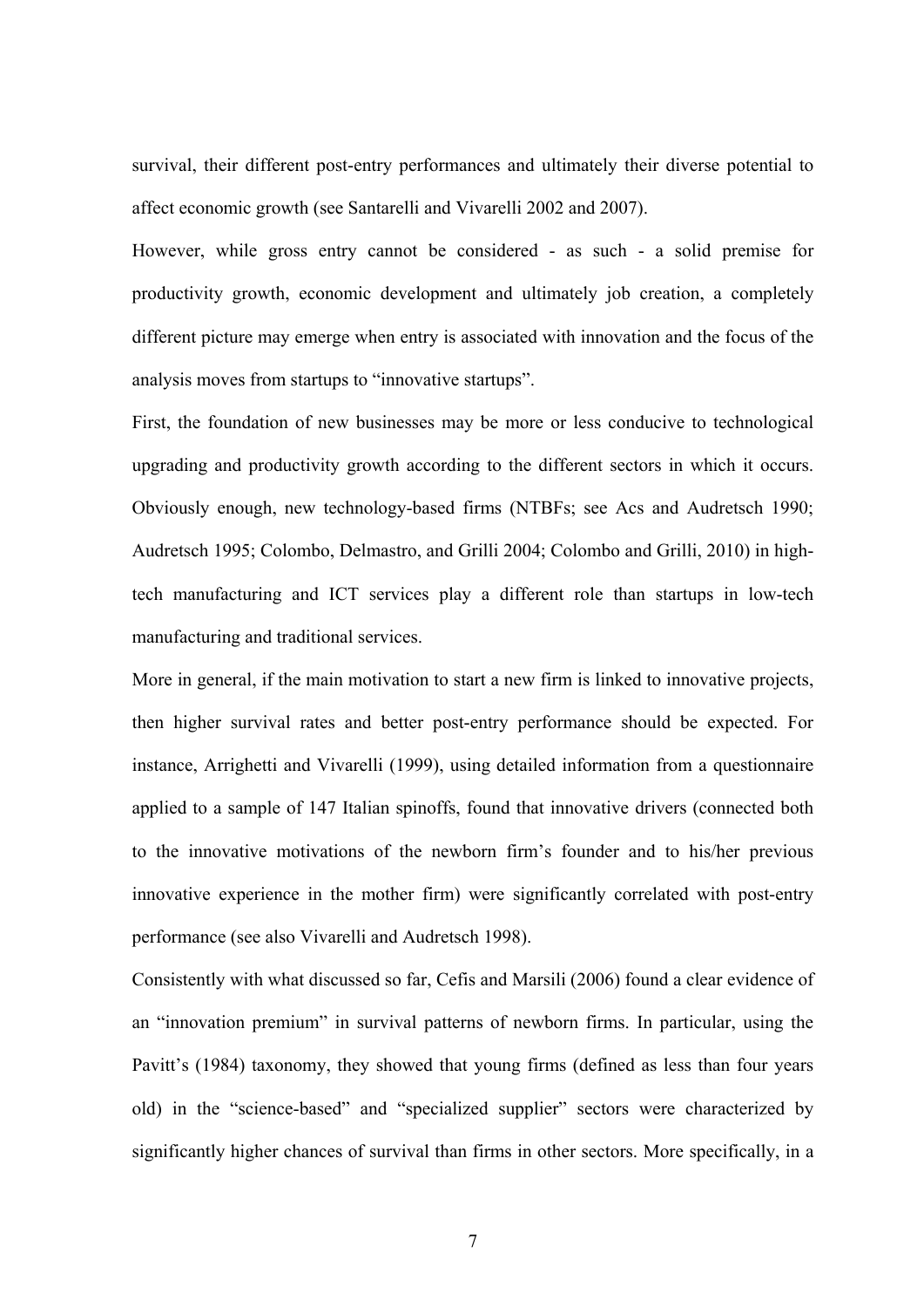survival, their different post-entry performances and ultimately their diverse potential to affect economic growth (see Santarelli and Vivarelli 2002 and 2007).

However, while gross entry cannot be considered - as such - a solid premise for productivity growth, economic development and ultimately job creation, a completely different picture may emerge when entry is associated with innovation and the focus of the analysis moves from startups to "innovative startups".

First, the foundation of new businesses may be more or less conducive to technological upgrading and productivity growth according to the different sectors in which it occurs. Obviously enough, new technology-based firms (NTBFs; see Acs and Audretsch 1990; Audretsch 1995; Colombo, Delmastro, and Grilli 2004; Colombo and Grilli, 2010) in high-tech manufacturing and ICT services play a different role than startups in low-tech manufacturing and traditional services.

More in general, if the main motivation to start a new firm is linked to innovative projects, then higher survival rates and better post-entry performance should be expected. For instance, Arrighetti and Vivarelli (1999), using detailed information from a questionnaire applied to a sample of 147 Italian spinoffs, found that innovative drivers (connected both to the innovative motivations of the newborn firm's founder and to his/her previous innovative experience in the mother firm) were significantly correlated with post-entry performance (see also Vivarelli and Audretsch 1998).

Consistently with what discussed so far, Cefis and Marsili (2006) found a clear evidence of an "innovation premium" in survival patterns of newborn firms. In particular, using the Pavitt's (1984) taxonomy, they showed that young firms (defined as less than four years old) in the "science-based" and "specialized supplier" sectors were characterized by significantly higher chances of survival than firms in other sectors. More specifically, in a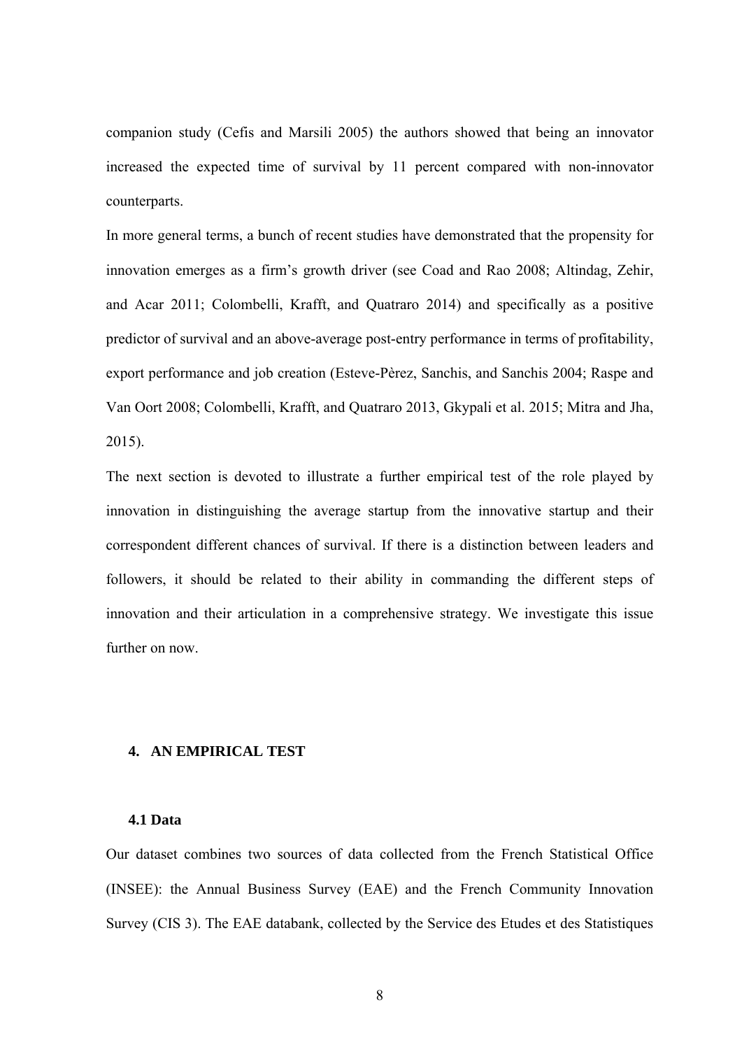companion study (Cefis and Marsili 2005) the authors showed that being an innovator increased the expected time of survival by 11 percent compared with non-innovator counterparts.

In more general terms, a bunch of recent studies have demonstrated that the propensity for innovation emerges as a firm's growth driver (see Coad and Rao 2008; Altindag, Zehir, and Acar 2011; Colombelli, Krafft, and Quatraro 2014) and specifically as a positive predictor of survival and an above-average post-entry performance in terms of profitability, export performance and job creation (Esteve-Pèrez, Sanchis, and Sanchis 2004; Raspe and Van Oort 2008; Colombelli, Krafft, and Quatraro 2013, Gkypali et al. 2015; Mitra and Jha, 2015).

The next section is devoted to illustrate a further empirical test of the role played by innovation in distinguishing the average startup from the innovative startup and their correspondent different chances of survival. If there is a distinction between leaders and followers, it should be related to their ability in commanding the different steps of innovation and their articulation in a comprehensive strategy. We investigate this issue further on now.

## 4. AN EMPIRICAL TEST

### 4.1 Data

Our dataset combines two sources of data collected from the French Statistical Office (INSEE): the Annual Business Survey (EAE) and the French Community Innovation Survey (CIS 3). The EAE databank, collected by the Service des Etudes et des Statistiques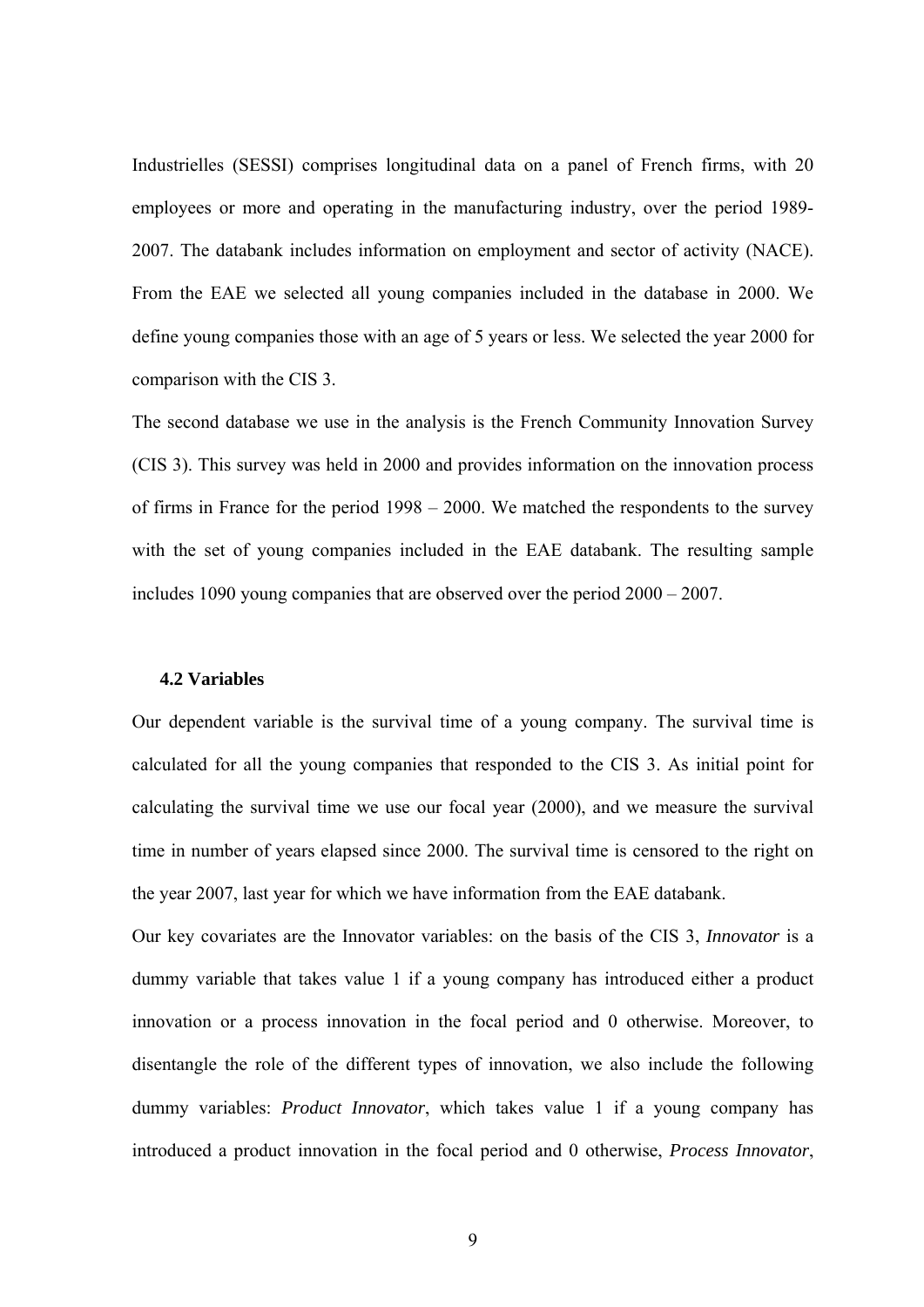Industrielles (SESSI) comprises longitudinal data on a panel of French firms, with 20 employees or more and operating in the manufacturing industry, over the period 1989-2007. The databank includes information on employment and sector of activity (NACE). From the EAE we selected all young companies included in the database in 2000. We define young companies those with an age of 5 years or less. We selected the year 2000 for comparison with the CIS 3.

The second database we use in the analysis is the French Community Innovation Survey (CIS 3). This survey was held in 2000 and provides information on the innovation process of firms in France for the period 1998 – 2000. We matched the respondents to the survey with the set of young companies included in the EAE databank. The resulting sample includes 1090 young companies that are observed over the period 2000 – 2007.

### 4.2 Variables

Our dependent variable is the survival time of a young company. The survival time is calculated for all the young companies that responded to the CIS 3. As initial point for calculating the survival time we use our focal year (2000), and we measure the survival time in number of years elapsed since 2000. The survival time is censored to the right on the year 2007, last year for which we have information from the EAE databank.

Our key covariates are the Innovator variables: on the basis of the CIS 3, *Innovator* is a dummy variable that takes value 1 if a young company has introduced either a product innovation or a process innovation in the focal period and 0 otherwise. Moreover, to disentangle the role of the different types of innovation, we also include the following dummy variables: *Product Innovator*, which takes value 1 if a young company has introduced a product innovation in the focal period and 0 otherwise, *Process Innovator*,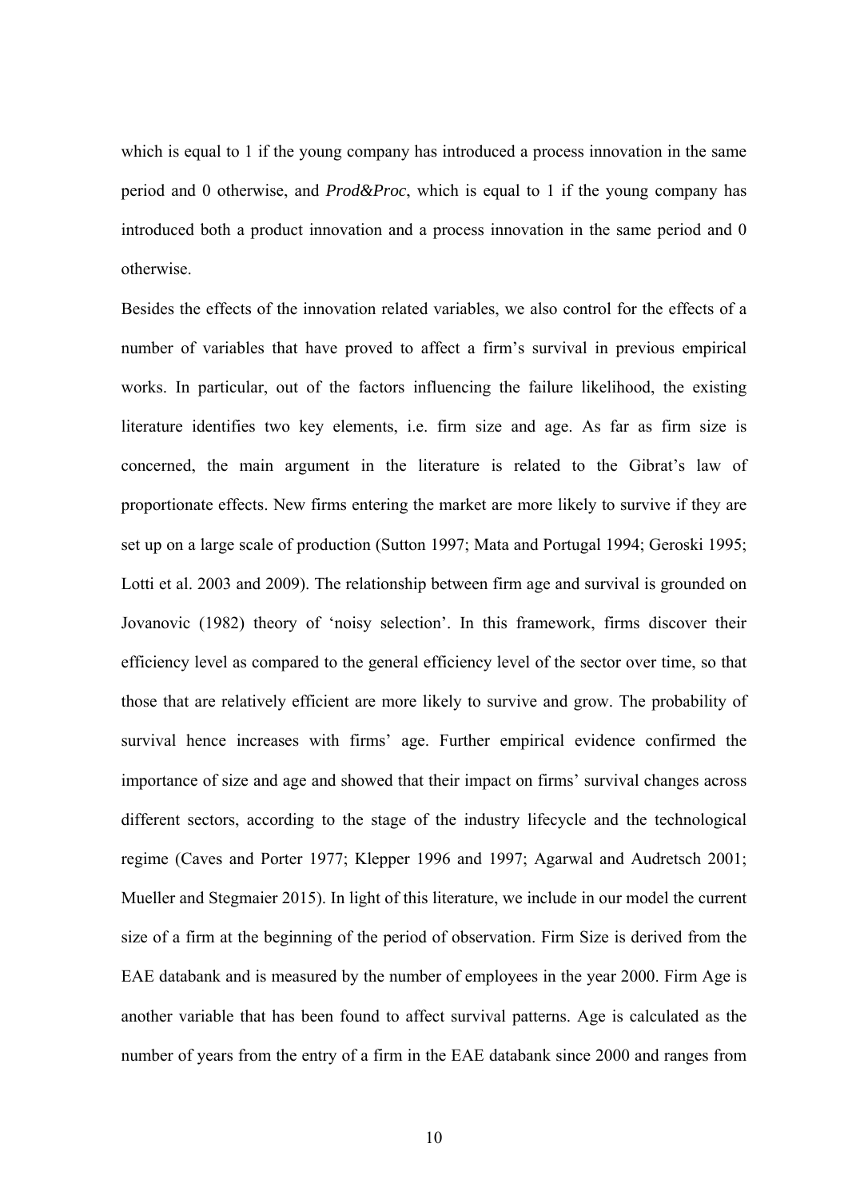which is equal to 1 if the young company has introduced a process innovation in the same period and 0 otherwise, and *Prod&Proc*, which is equal to 1 if the young company has introduced both a product innovation and a process innovation in the same period and 0 otherwise.

Besides the effects of the innovation related variables, we also control for the effects of a number of variables that have proved to affect a firm's survival in previous empirical works. In particular, out of the factors influencing the failure likelihood, the existing literature identifies two key elements, i.e. firm size and age. As far as firm size is concerned, the main argument in the literature is related to the Gibrat's law of proportionate effects. New firms entering the market are more likely to survive if they are set up on a large scale of production (Sutton 1997; Mata and Portugal 1994; Geroski 1995; Lotti et al. 2003 and 2009). The relationship between firm age and survival is grounded on Jovanovic (1982) theory of 'noisy selection'. In this framework, firms discover their efficiency level as compared to the general efficiency level of the sector over time, so that those that are relatively efficient are more likely to survive and grow. The probability of survival hence increases with firms' age. Further empirical evidence confirmed the importance of size and age and showed that their impact on firms' survival changes across different sectors, according to the stage of the industry lifecycle and the technological regime (Caves and Porter 1977; Klepper 1996 and 1997; Agarwal and Audretsch 2001; Mueller and Stegmaier 2015). In light of this literature, we include in our model the current size of a firm at the beginning of the period of observation. Firm Size is derived from the EAE databank and is measured by the number of employees in the year 2000. Firm Age is another variable that has been found to affect survival patterns. Age is calculated as the number of years from the entry of a firm in the EAE databank since 2000 and ranges from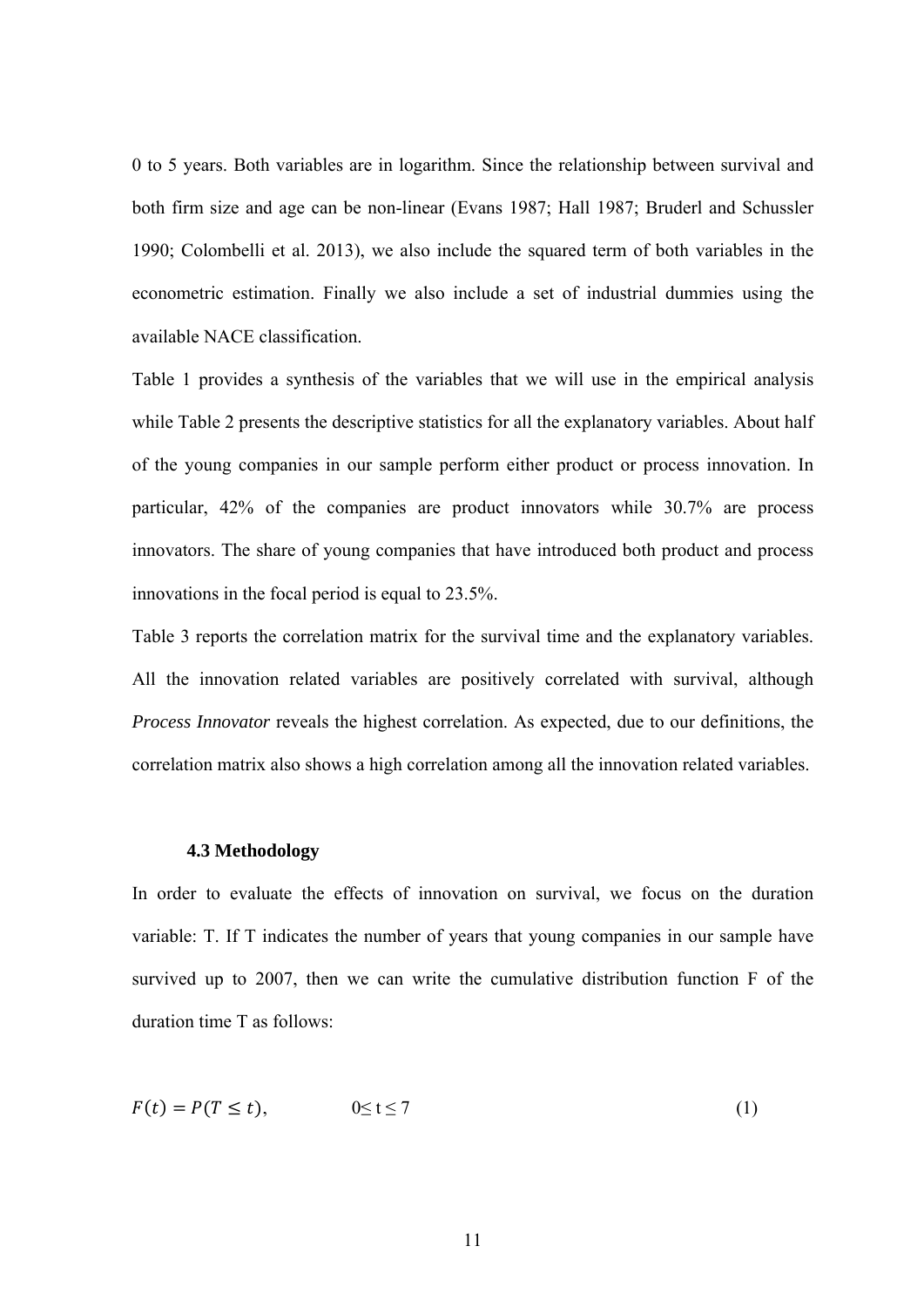0 to 5 years. Both variables are in logarithm. Since the relationship between survival and both firm size and age can be non-linear (Evans 1987; Hall 1987; Bruderl and Schussler 1990; Colombelli et al. 2013), we also include the squared term of both variables in the econometric estimation. Finally we also include a set of industrial dummies using the available NACE classification.

Table 1 provides a synthesis of the variables that we will use in the empirical analysis while Table 2 presents the descriptive statistics for all the explanatory variables. About half of the young companies in our sample perform either product or process innovation. In particular, 42% of the companies are product innovators while 30.7% are process innovators. The share of young companies that have introduced both product and process innovations in the focal period is equal to 23.5%.

Table 3 reports the correlation matrix for the survival time and the explanatory variables. All the innovation related variables are positively correlated with survival, although *Process Innovator* reveals the highest correlation. As expected, due to our definitions, the correlation matrix also shows a high correlation among all the innovation related variables.

### 4.3 Methodology

In order to evaluate the effects of innovation on survival, we focus on the duration variable: T. If T indicates the number of years that young companies in our sample have survived up to 2007, then we can write the cumulative distribution function F of the duration time T as follows:

$$F(t) = P(T \leq t), \qquad 0 \leq t \leq 7 \tag{1}$$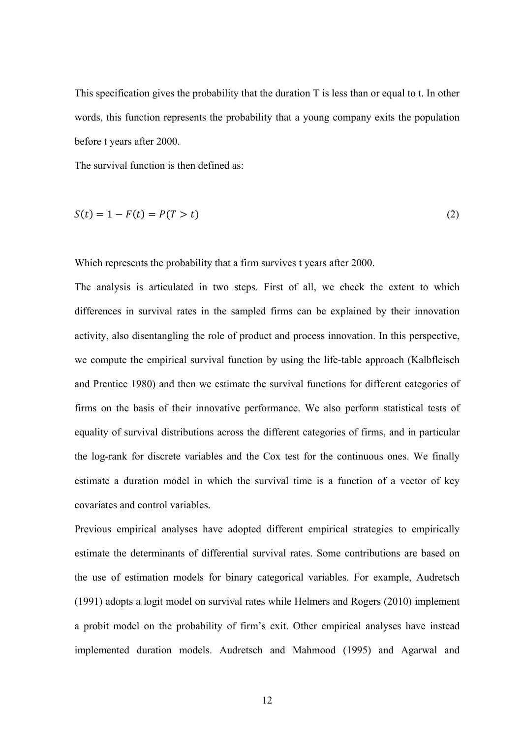This specification gives the probability that the duration T is less than or equal to t. In other words, this function represents the probability that a young company exits the population before t years after 2000.

The survival function is then defined as:

$$S(t) = 1 - F(t) = P(T > t) \tag{2}$$

Which represents the probability that a firm survives t years after 2000.

The analysis is articulated in two steps. First of all, we check the extent to which differences in survival rates in the sampled firms can be explained by their innovation activity, also disentangling the role of product and process innovation. In this perspective, we compute the empirical survival function by using the life-table approach (Kalbfleisch and Prentice 1980) and then we estimate the survival functions for different categories of firms on the basis of their innovative performance. We also perform statistical tests of equality of survival distributions across the different categories of firms, and in particular the log-rank for discrete variables and the Cox test for the continuous ones. We finally estimate a duration model in which the survival time is a function of a vector of key covariates and control variables.

Previous empirical analyses have adopted different empirical strategies to empirically estimate the determinants of differential survival rates. Some contributions are based on the use of estimation models for binary categorical variables. For example, Audretsch (1991) adopts a logit model on survival rates while Helmers and Rogers (2010) implement a probit model on the probability of firm's exit. Other empirical analyses have instead implemented duration models. Audretsch and Mahmood (1995) and Agarwal and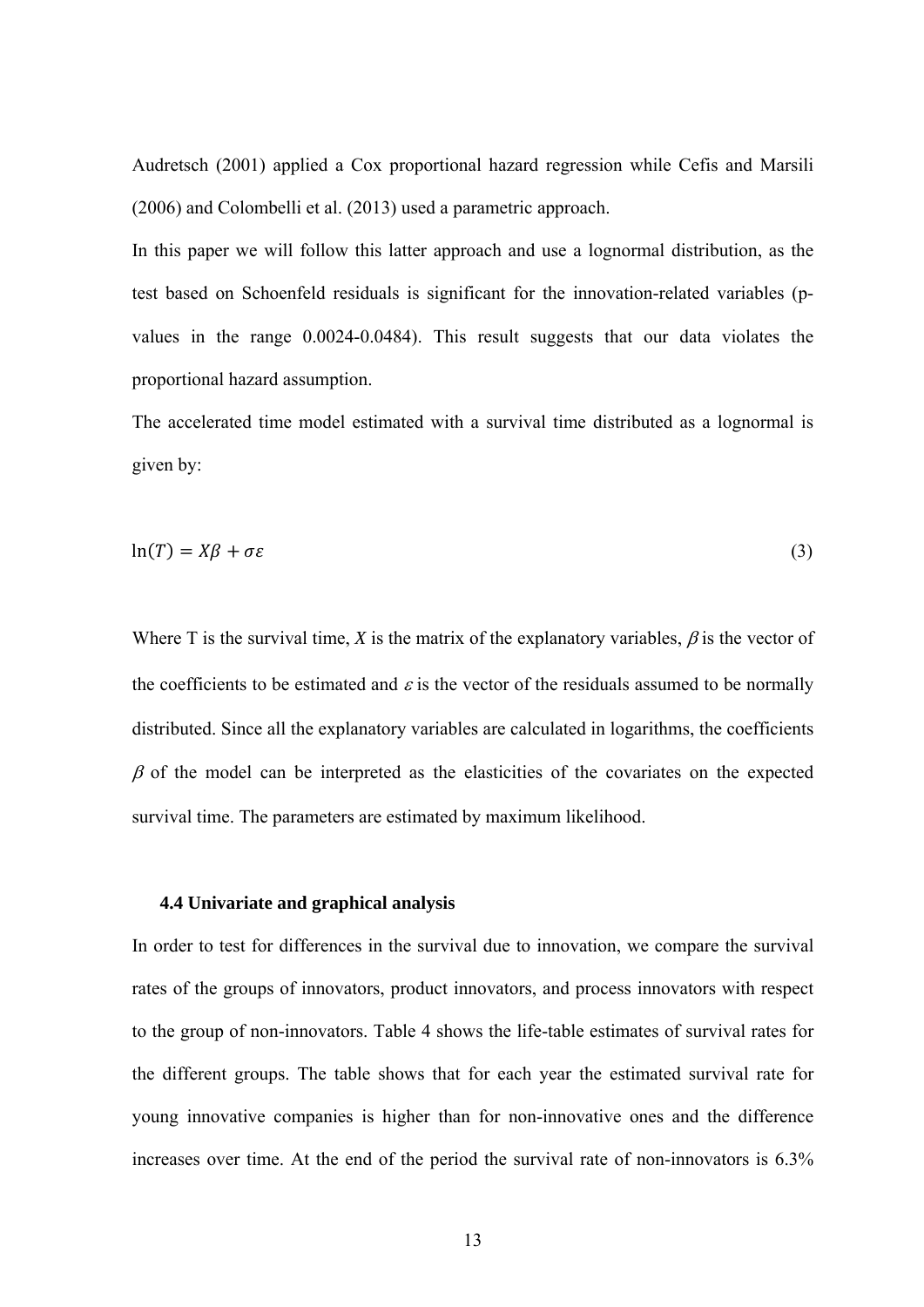Audretsch (2001) applied a Cox proportional hazard regression while Cefis and Marsili (2006) and Colombelli et al. (2013) used a parametric approach.

In this paper we will follow this latter approach and use a lognormal distribution, as the test based on Schoenfeld residuals is significant for the innovation-related variables (p-values in the range 0.0024-0.0484). This result suggests that our data violates the proportional hazard assumption.

The accelerated time model estimated with a survival time distributed as a lognormal is given by:

$$\ln(T) = X\beta + \sigma\varepsilon \tag{3}$$

Where T is the survival time, $X$ is the matrix of the explanatory variables, $\beta$ is the vector of the coefficients to be estimated and $\varepsilon$ is the vector of the residuals assumed to be normally distributed. Since all the explanatory variables are calculated in logarithms, the coefficients $\beta$ of the model can be interpreted as the elasticities of the covariates on the expected survival time. The parameters are estimated by maximum likelihood.

### 4.4 Univariate and graphical analysis

In order to test for differences in the survival due to innovation, we compare the survival rates of the groups of innovators, product innovators, and process innovators with respect to the group of non-innovators. Table 4 shows the life-table estimates of survival rates for the different groups. The table shows that for each year the estimated survival rate for young innovative companies is higher than for non-innovative ones and the difference increases over time. At the end of the period the survival rate of non-innovators is 6.3%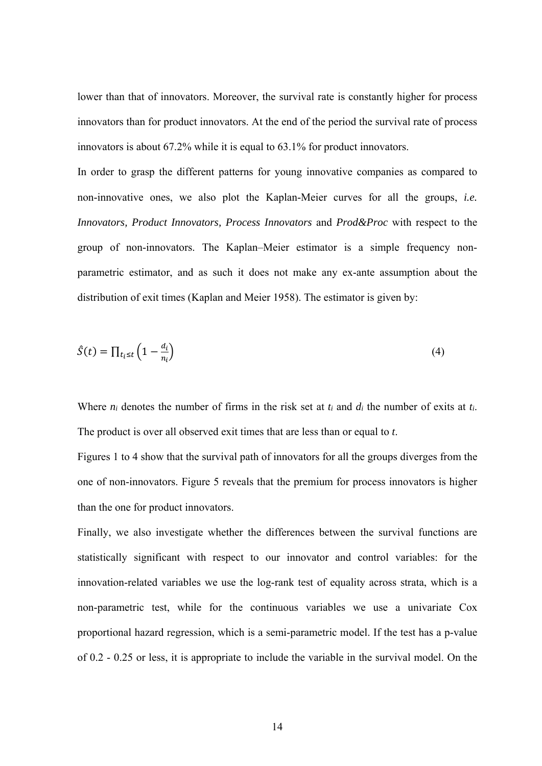lower than that of innovators. Moreover, the survival rate is constantly higher for process innovators than for product innovators. At the end of the period the survival rate of process innovators is about 67.2% while it is equal to 63.1% for product innovators.

In order to grasp the different patterns for young innovative companies as compared to non-innovative ones, we also plot the Kaplan-Meier curves for all the groups, *i.e. Innovators, Product Innovators, Process Innovators* and *Prod&Proc* with respect to the group of non-innovators. The Kaplan–Meier estimator is a simple frequency non-parametric estimator, and as such it does not make any ex-ante assumption about the distribution of exit times (Kaplan and Meier 1958). The estimator is given by:

$$\hat{S}(t) = \prod_{t_i \leq t} \left(1 - \frac{d_i}{n_i}\right) \tag{4}$$

Where $n_i$ denotes the number of firms in the risk set at $t_i$ and $d_i$ the number of exits at $t_i$. The product is over all observed exit times that are less than or equal to $t$.

Figures 1 to 4 show that the survival path of innovators for all the groups diverges from the one of non-innovators. Figure 5 reveals that the premium for process innovators is higher than the one for product innovators.

Finally, we also investigate whether the differences between the survival functions are statistically significant with respect to our innovator and control variables: for the innovation-related variables we use the log-rank test of equality across strata, which is a non-parametric test, while for the continuous variables we use a univariate Cox proportional hazard regression, which is a semi-parametric model. If the test has a p-value of 0.2 - 0.25 or less, it is appropriate to include the variable in the survival model. On the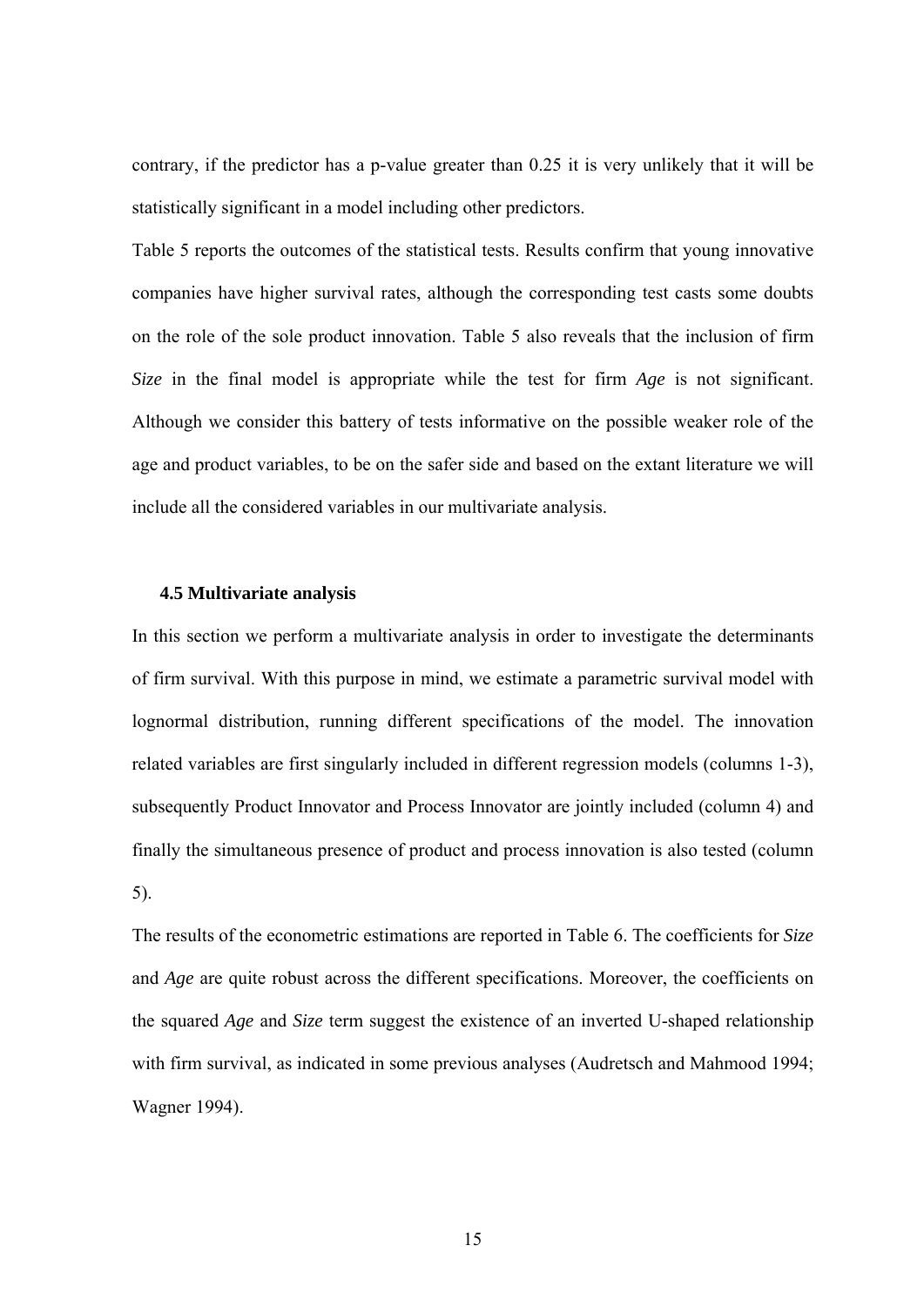contrary, if the predictor has a p-value greater than 0.25 it is very unlikely that it will be statistically significant in a model including other predictors.

Table 5 reports the outcomes of the statistical tests. Results confirm that young innovative companies have higher survival rates, although the corresponding test casts some doubts on the role of the sole product innovation. Table 5 also reveals that the inclusion of firm *Size* in the final model is appropriate while the test for firm *Age* is not significant. Although we consider this battery of tests informative on the possible weaker role of the age and product variables, to be on the safer side and based on the extant literature we will include all the considered variables in our multivariate analysis.

### 4.5 Multivariate analysis

In this section we perform a multivariate analysis in order to investigate the determinants of firm survival. With this purpose in mind, we estimate a parametric survival model with lognormal distribution, running different specifications of the model. The innovation related variables are first singularly included in different regression models (columns 1-3), subsequently Product Innovator and Process Innovator are jointly included (column 4) and finally the simultaneous presence of product and process innovation is also tested (column 5).

The results of the econometric estimations are reported in Table 6. The coefficients for *Size* and *Age* are quite robust across the different specifications. Moreover, the coefficients on the squared *Age* and *Size* term suggest the existence of an inverted U-shaped relationship with firm survival, as indicated in some previous analyses (Audretsch and Mahmood 1994; Wagner 1994).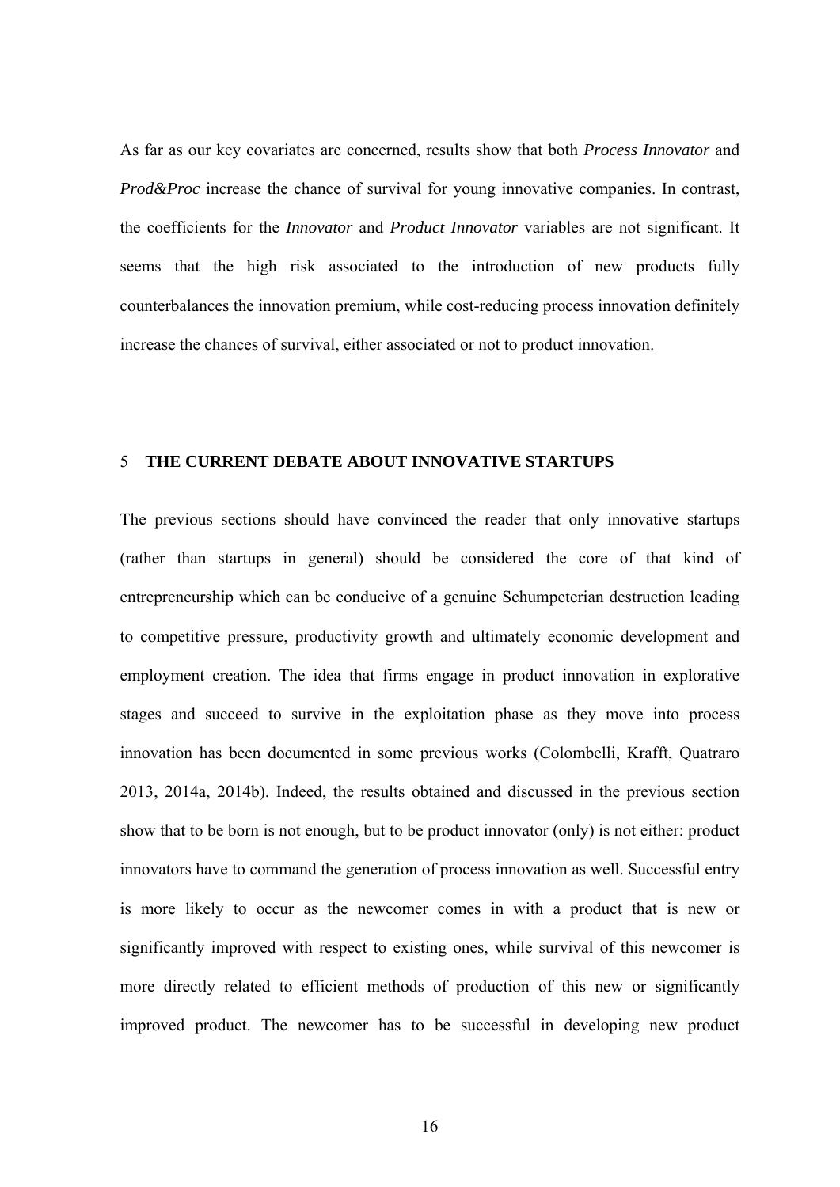As far as our key covariates are concerned, results show that both *Process Innovator* and *Prod&Proc* increase the chance of survival for young innovative companies. In contrast, the coefficients for the *Innovator* and *Product Innovator* variables are not significant. It seems that the high risk associated to the introduction of new products fully counterbalances the innovation premium, while cost-reducing process innovation definitely increase the chances of survival, either associated or not to product innovation.

## 5 THE CURRENT DEBATE ABOUT INNOVATIVE STARTUPS

The previous sections should have convinced the reader that only innovative startups (rather than startups in general) should be considered the core of that kind of entrepreneurship which can be conducive of a genuine Schumpeterian destruction leading to competitive pressure, productivity growth and ultimately economic development and employment creation. The idea that firms engage in product innovation in explorative stages and succeed to survive in the exploitation phase as they move into process innovation has been documented in some previous works (Colombelli, Krafft, Quatraro 2013, 2014a, 2014b). Indeed, the results obtained and discussed in the previous section show that to be born is not enough, but to be product innovator (only) is not either: product innovators have to command the generation of process innovation as well. Successful entry is more likely to occur as the newcomer comes in with a product that is new or significantly improved with respect to existing ones, while survival of this newcomer is more directly related to efficient methods of production of this new or significantly improved product. The newcomer has to be successful in developing new product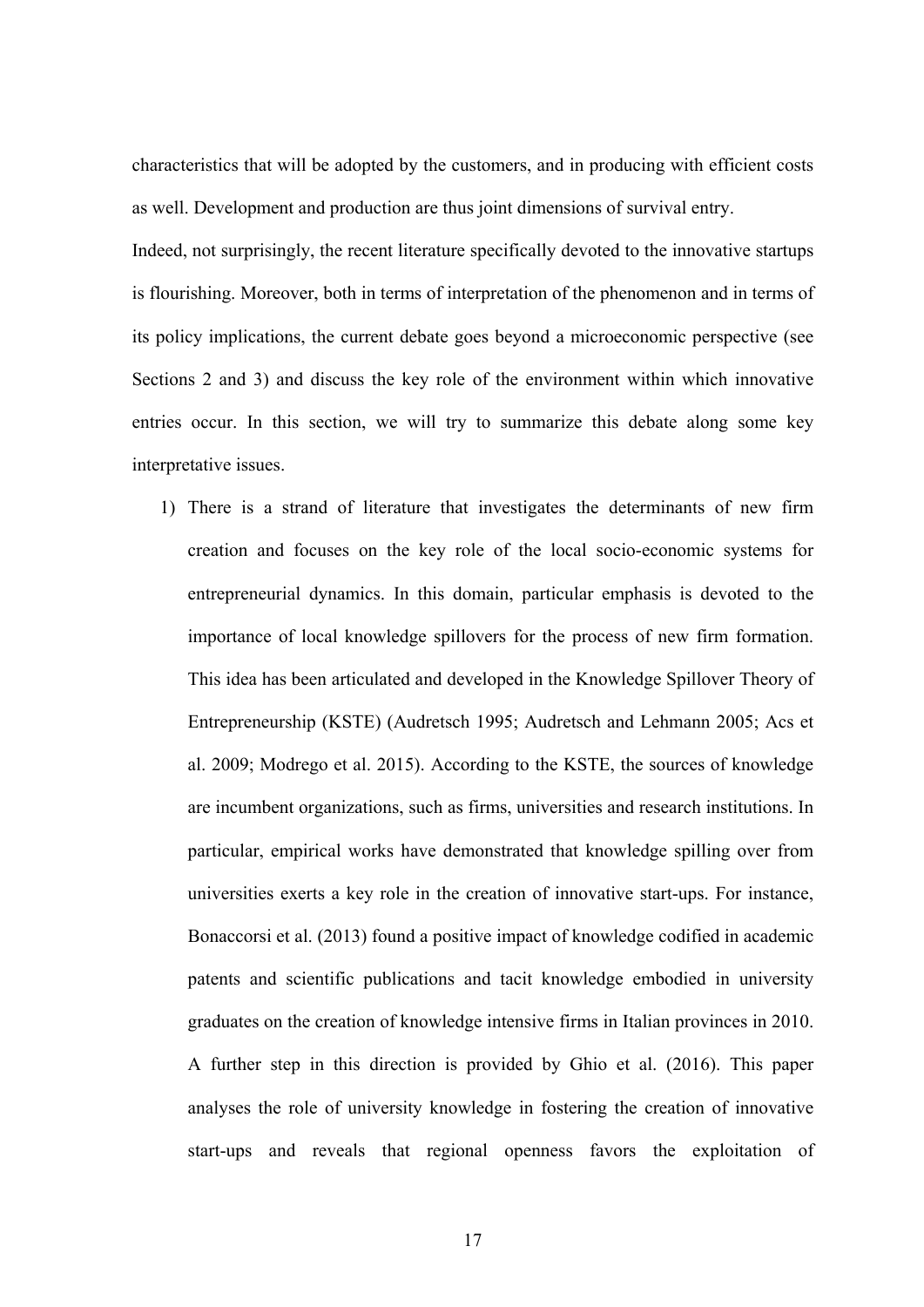characteristics that will be adopted by the customers, and in producing with efficient costs as well. Development and production are thus joint dimensions of survival entry.

Indeed, not surprisingly, the recent literature specifically devoted to the innovative startups is flourishing. Moreover, both in terms of interpretation of the phenomenon and in terms of its policy implications, the current debate goes beyond a microeconomic perspective (see Sections 2 and 3) and discuss the key role of the environment within which innovative entries occur. In this section, we will try to summarize this debate along some key interpretative issues.

1) There is a strand of literature that investigates the determinants of new firm creation and focuses on the key role of the local socio-economic systems for entrepreneurial dynamics. In this domain, particular emphasis is devoted to the importance of local knowledge spillovers for the process of new firm formation. This idea has been articulated and developed in the Knowledge Spillover Theory of Entrepreneurship (KSTE) (Audretsch 1995; Audretsch and Lehmann 2005; Acs et al. 2009; Modrego et al. 2015). According to the KSTE, the sources of knowledge are incumbent organizations, such as firms, universities and research institutions. In particular, empirical works have demonstrated that knowledge spilling over from universities exerts a key role in the creation of innovative start-ups. For instance, Bonaccorsi et al. (2013) found a positive impact of knowledge codified in academic patents and scientific publications and tacit knowledge embodied in university graduates on the creation of knowledge intensive firms in Italian provinces in 2010. A further step in this direction is provided by Ghio et al. (2016). This paper analyses the role of university knowledge in fostering the creation of innovative start-ups and reveals that regional openness favors the exploitation of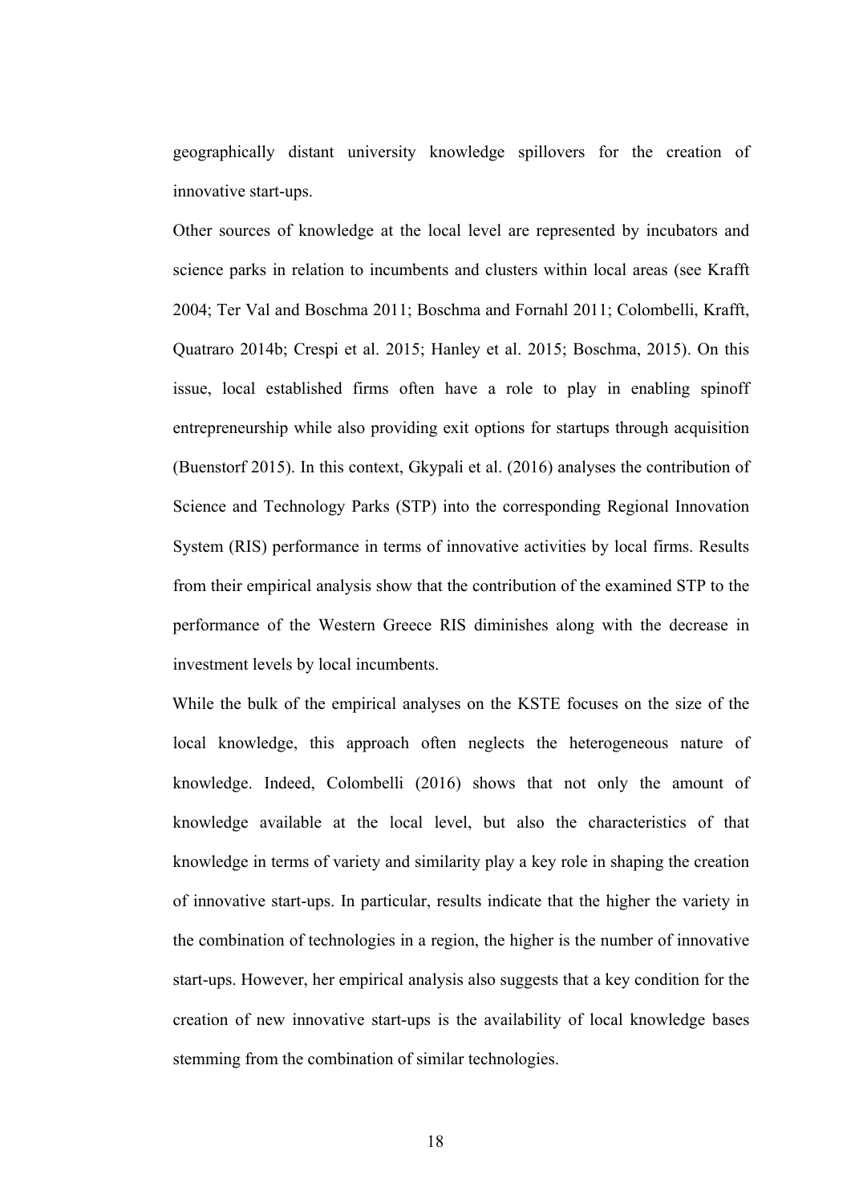geographically distant university knowledge spillovers for the creation of innovative start-ups.

Other sources of knowledge at the local level are represented by incubators and science parks in relation to incumbents and clusters within local areas (see Krafft 2004; Ter Val and Boschma 2011; Boschma and Fornahl 2011; Colombelli, Krafft, Quatraro 2014b; Crespi et al. 2015; Hanley et al. 2015; Boschma, 2015). On this issue, local established firms often have a role to play in enabling spinoff entrepreneurship while also providing exit options for startups through acquisition (Buenstorf 2015). In this context, Gkypali et al. (2016) analyses the contribution of Science and Technology Parks (STP) into the corresponding Regional Innovation System (RIS) performance in terms of innovative activities by local firms. Results from their empirical analysis show that the contribution of the examined STP to the performance of the Western Greece RIS diminishes along with the decrease in investment levels by local incumbents.

While the bulk of the empirical analyses on the KSTE focuses on the size of the local knowledge, this approach often neglects the heterogeneous nature of knowledge. Indeed, Colombelli (2016) shows that not only the amount of knowledge available at the local level, but also the characteristics of that knowledge in terms of variety and similarity play a key role in shaping the creation of innovative start-ups. In particular, results indicate that the higher the variety in the combination of technologies in a region, the higher is the number of innovative start-ups. However, her empirical analysis also suggests that a key condition for the creation of new innovative start-ups is the availability of local knowledge bases stemming from the combination of similar technologies.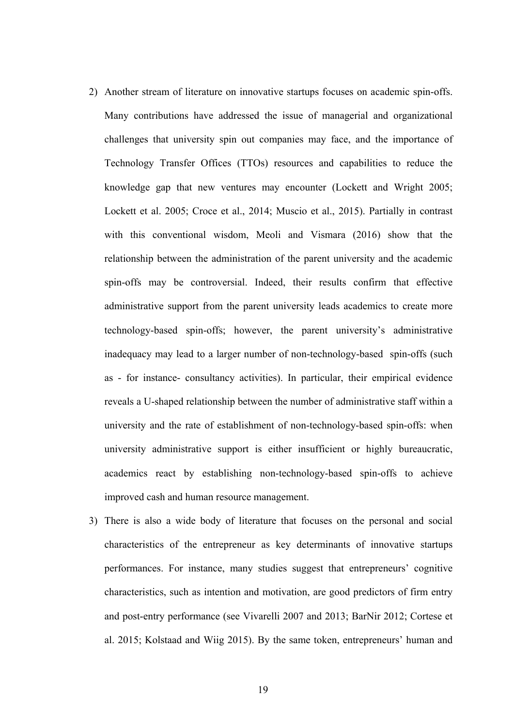2) Another stream of literature on innovative startups focuses on academic spin-offs. Many contributions have addressed the issue of managerial and organizational challenges that university spin out companies may face, and the importance of Technology Transfer Offices (TTOs) resources and capabilities to reduce the knowledge gap that new ventures may encounter (Lockett and Wright 2005; Lockett et al. 2005; Croce et al., 2014; Muscio et al., 2015). Partially in contrast with this conventional wisdom, Meoli and Vismara (2016) show that the relationship between the administration of the parent university and the academic spin-offs may be controversial. Indeed, their results confirm that effective administrative support from the parent university leads academics to create more technology-based spin-offs; however, the parent university's administrative inadequacy may lead to a larger number of non-technology-based spin-offs (such as - for instance- consultancy activities). In particular, their empirical evidence reveals a U-shaped relationship between the number of administrative staff within a university and the rate of establishment of non-technology-based spin-offs: when university administrative support is either insufficient or highly bureaucratic, academics react by establishing non-technology-based spin-offs to achieve improved cash and human resource management.

3) There is also a wide body of literature that focuses on the personal and social characteristics of the entrepreneur as key determinants of innovative startups performances. For instance, many studies suggest that entrepreneurs' cognitive characteristics, such as intention and motivation, are good predictors of firm entry and post-entry performance (see Vivarelli 2007 and 2013; BarNir 2012; Cortese et al. 2015; Kolstaad and Wiig 2015). By the same token, entrepreneurs' human and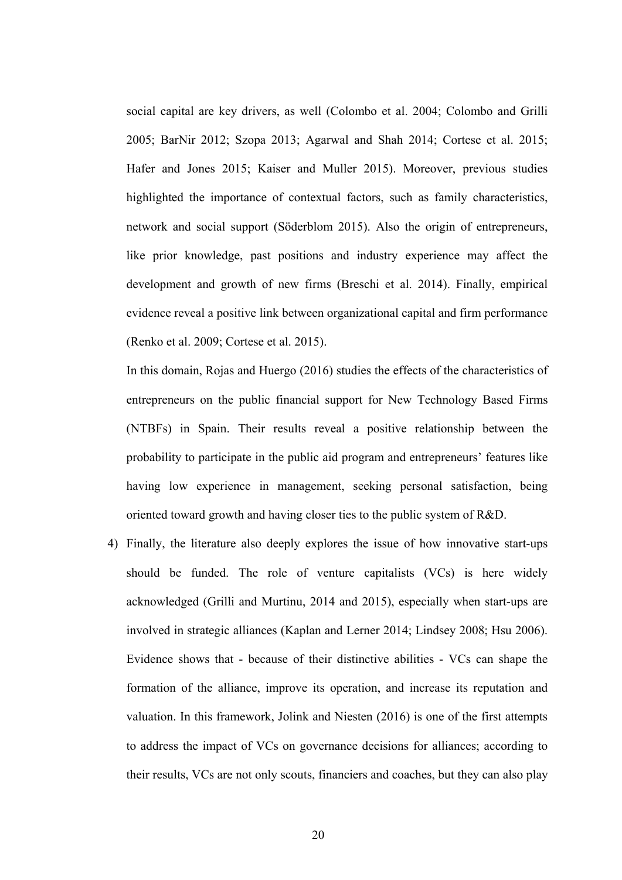social capital are key drivers, as well (Colombo et al. 2004; Colombo and Grilli 2005; BarNir 2012; Szopa 2013; Agarwal and Shah 2014; Cortese et al. 2015; Hafer and Jones 2015; Kaiser and Muller 2015). Moreover, previous studies highlighted the importance of contextual factors, such as family characteristics, network and social support (Söderblom 2015). Also the origin of entrepreneurs, like prior knowledge, past positions and industry experience may affect the development and growth of new firms (Breschi et al. 2014). Finally, empirical evidence reveal a positive link between organizational capital and firm performance (Renko et al. 2009; Cortese et al. 2015).

In this domain, Rojas and Huergo (2016) studies the effects of the characteristics of entrepreneurs on the public financial support for New Technology Based Firms (NTBFs) in Spain. Their results reveal a positive relationship between the probability to participate in the public aid program and entrepreneurs' features like having low experience in management, seeking personal satisfaction, being oriented toward growth and having closer ties to the public system of R&D.

4) Finally, the literature also deeply explores the issue of how innovative start-ups should be funded. The role of venture capitalists (VCs) is here widely acknowledged (Grilli and Murtinu, 2014 and 2015), especially when start-ups are involved in strategic alliances (Kaplan and Lerner 2014; Lindsey 2008; Hsu 2006). Evidence shows that - because of their distinctive abilities - VCs can shape the formation of the alliance, improve its operation, and increase its reputation and valuation. In this framework, Jolink and Niesten (2016) is one of the first attempts to address the impact of VCs on governance decisions for alliances; according to their results, VCs are not only scouts, financiers and coaches, but they can also play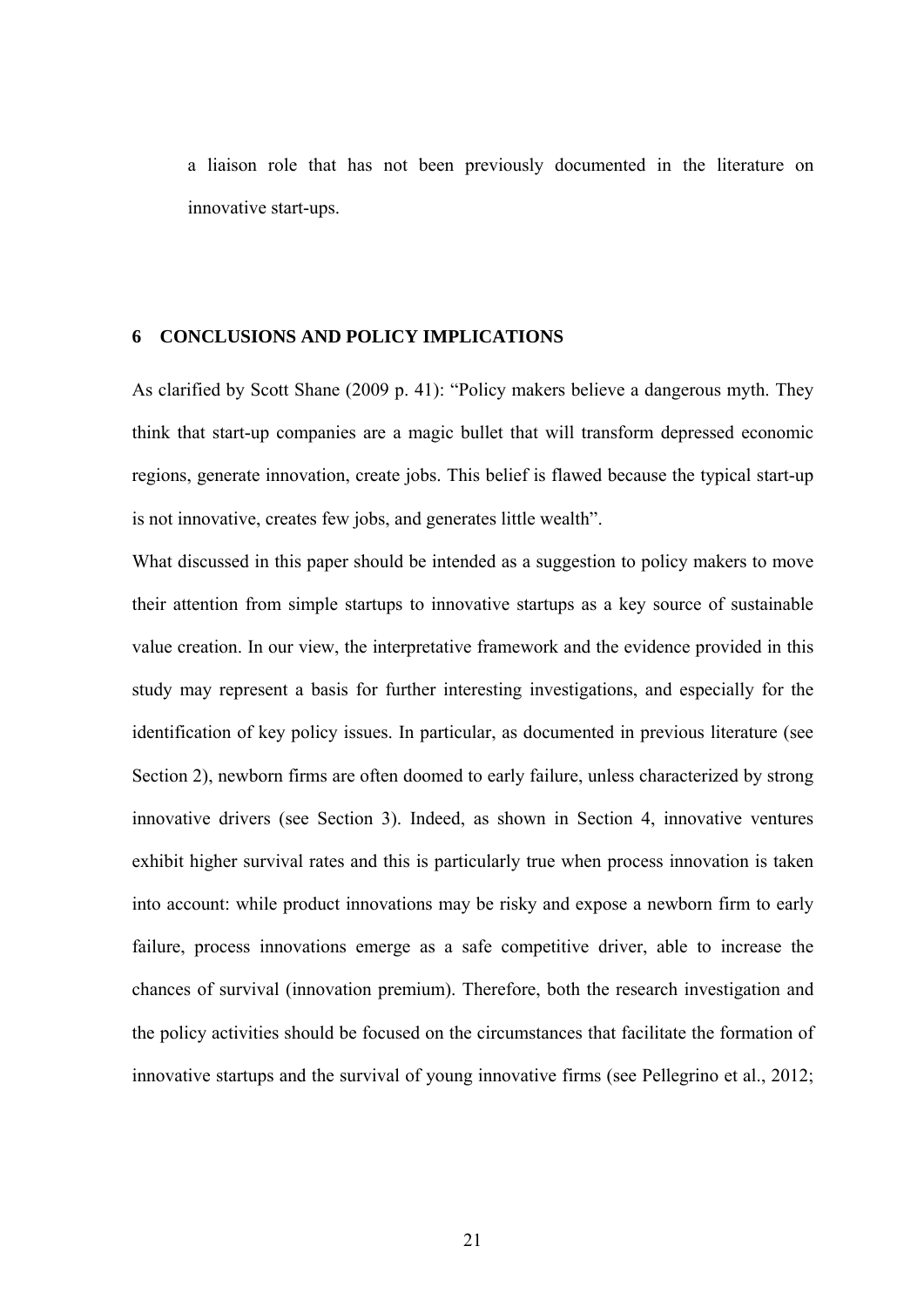a liaison role that has not been previously documented in the literature on innovative start-ups.

## 6 CONCLUSIONS AND POLICY IMPLICATIONS

As clarified by Scott Shane (2009 p. 41): "Policy makers believe a dangerous myth. They think that start-up companies are a magic bullet that will transform depressed economic regions, generate innovation, create jobs. This belief is flawed because the typical start-up is not innovative, creates few jobs, and generates little wealth".

What discussed in this paper should be intended as a suggestion to policy makers to move their attention from simple startups to innovative startups as a key source of sustainable value creation. In our view, the interpretative framework and the evidence provided in this study may represent a basis for further interesting investigations, and especially for the identification of key policy issues. In particular, as documented in previous literature (see Section 2), newborn firms are often doomed to early failure, unless characterized by strong innovative drivers (see Section 3). Indeed, as shown in Section 4, innovative ventures exhibit higher survival rates and this is particularly true when process innovation is taken into account: while product innovations may be risky and expose a newborn firm to early failure, process innovations emerge as a safe competitive driver, able to increase the chances of survival (innovation premium). Therefore, both the research investigation and the policy activities should be focused on the circumstances that facilitate the formation of innovative startups and the survival of young innovative firms (see Pellegrino et al., 2012;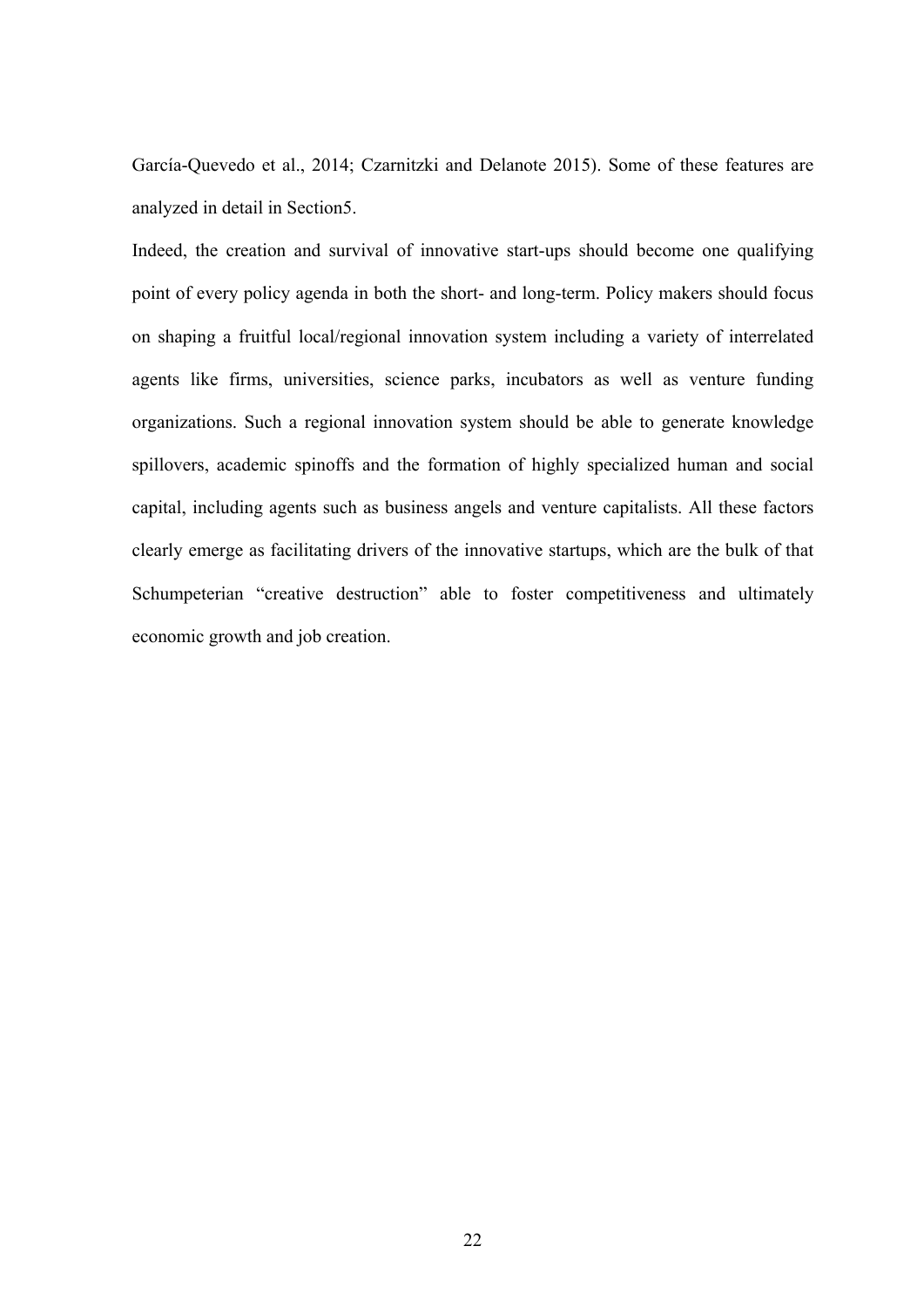García-Quevedo et al., 2014; Czarnitzki and Delanote 2015). Some of these features are analyzed in detail in Section5.

Indeed, the creation and survival of innovative start-ups should become one qualifying point of every policy agenda in both the short- and long-term. Policy makers should focus on shaping a fruitful local/regional innovation system including a variety of interrelated agents like firms, universities, science parks, incubators as well as venture funding organizations. Such a regional innovation system should be able to generate knowledge spillovers, academic spinoffs and the formation of highly specialized human and social capital, including agents such as business angels and venture capitalists. All these factors clearly emerge as facilitating drivers of the innovative startups, which are the bulk of that Schumpeterian "creative destruction" able to foster competitiveness and ultimately economic growth and job creation.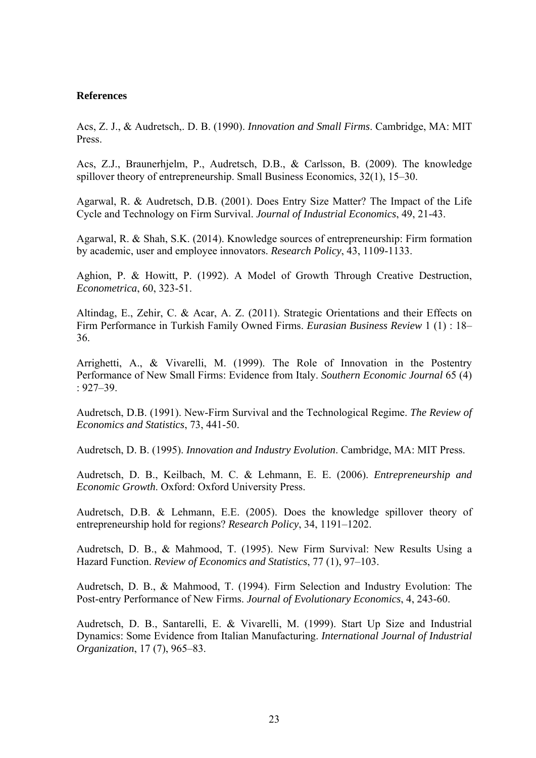**References**

Acs, Z. J., & Audretsch,. D. B. (1990). *Innovation and Small Firms*. Cambridge, MA: MIT Press.

Acs, Z.J., Braunerhjelm, P., Audretsch, D.B., & Carlsson, B. (2009). The knowledge spillover theory of entrepreneurship. Small Business Economics, 32(1), 15–30.

Agarwal, R. & Audretsch, D.B. (2001). Does Entry Size Matter? The Impact of the Life Cycle and Technology on Firm Survival. *Journal of Industrial Economics*, 49, 21-43.

Agarwal, R. & Shah, S.K. (2014). Knowledge sources of entrepreneurship: Firm formation by academic, user and employee innovators. *Research Policy*, 43, 1109-1133.

Aghion, P. & Howitt, P. (1992). A Model of Growth Through Creative Destruction, *Econometrica*, 60, 323-51.

Altindag, E., Zehir, C. & Acar, A. Z. (2011). Strategic Orientations and their Effects on Firm Performance in Turkish Family Owned Firms. *Eurasian Business Review* 1 (1) : 18–36.

Arrighetti, A., & Vivarelli, M. (1999). The Role of Innovation in the Postentry Performance of New Small Firms: Evidence from Italy. *Southern Economic Journal* 65 (4) : 927–39.

Audretsch, D.B. (1991). New-Firm Survival and the Technological Regime. *The Review of Economics and Statistics*, 73, 441-50.

Audretsch, D. B. (1995). *Innovation and Industry Evolution*. Cambridge, MA: MIT Press.

Audretsch, D. B., Keilbach, M. C. & Lehmann, E. E. (2006). *Entrepreneurship and Economic Growth*. Oxford: Oxford University Press.

Audretsch, D.B. & Lehmann, E.E. (2005). Does the knowledge spillover theory of entrepreneurship hold for regions? *Research Policy*, 34, 1191–1202.

Audretsch, D. B., & Mahmood, T. (1995). New Firm Survival: New Results Using a Hazard Function. *Review of Economics and Statistics*, 77 (1), 97–103.

Audretsch, D. B., & Mahmood, T. (1994). Firm Selection and Industry Evolution: The Post-entry Performance of New Firms. *Journal of Evolutionary Economics*, 4, 243-60.

Audretsch, D. B., Santarelli, E. & Vivarelli, M. (1999). Start Up Size and Industrial Dynamics: Some Evidence from Italian Manufacturing. *International Journal of Industrial Organization*, 17 (7), 965–83.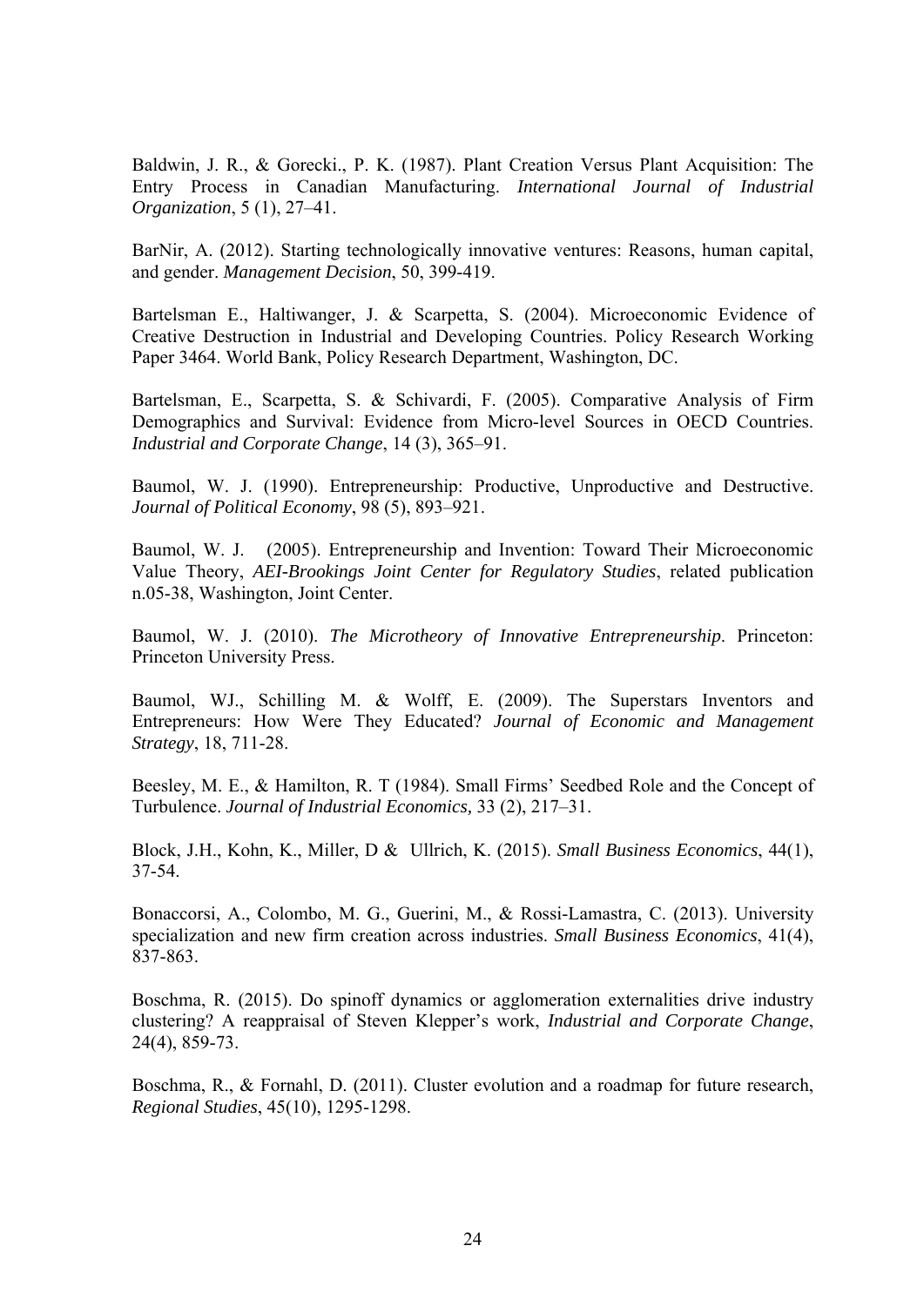Baldwin, J. R., & Gorecki., P. K. (1987). Plant Creation Versus Plant Acquisition: The Entry Process in Canadian Manufacturing. *International Journal of Industrial Organization*, 5 (1), 27–41.

BarNir, A. (2012). Starting technologically innovative ventures: Reasons, human capital, and gender. *Management Decision*, 50, 399-419.

Bartelsman E., Haltiwanger, J. & Scarpetta, S. (2004). Microeconomic Evidence of Creative Destruction in Industrial and Developing Countries. Policy Research Working Paper 3464. World Bank, Policy Research Department, Washington, DC.

Bartelsman, E., Scarpetta, S. & Schivardi, F. (2005). Comparative Analysis of Firm Demographics and Survival: Evidence from Micro-level Sources in OECD Countries. *Industrial and Corporate Change*, 14 (3), 365–91.

Baumol, W. J. (1990). Entrepreneurship: Productive, Unproductive and Destructive. *Journal of Political Economy*, 98 (5), 893–921.

Baumol, W. J. (2005). Entrepreneurship and Invention: Toward Their Microeconomic Value Theory, *AEI-Brookings Joint Center for Regulatory Studies*, related publication n.05-38, Washington, Joint Center.

Baumol, W. J. (2010). *The Microtheory of Innovative Entrepreneurship*. Princeton: Princeton University Press.

Baumol, WJ., Schilling M. & Wolff, E. (2009). The Superstars Inventors and Entrepreneurs: How Were They Educated? *Journal of Economic and Management Strategy*, 18, 711-28.

Beesley, M. E., & Hamilton, R. T (1984). Small Firms' Seedbed Role and the Concept of Turbulence. *Journal of Industrial Economics,* 33 (2), 217–31.

Block, J.H., Kohn, K., Miller, D & Ullrich, K. (2015). *Small Business Economics*, 44(1), 37-54.

Bonaccorsi, A., Colombo, M. G., Guerini, M., & Rossi-Lamastra, C. (2013). University specialization and new firm creation across industries. *Small Business Economics*, 41(4), 837-863.

Boschma, R. (2015). Do spinoff dynamics or agglomeration externalities drive industry clustering? A reappraisal of Steven Klepper's work, *Industrial and Corporate Change*, 24(4), 859-73.

Boschma, R., & Fornahl, D. (2011). Cluster evolution and a roadmap for future research, *Regional Studies*, 45(10), 1295-1298.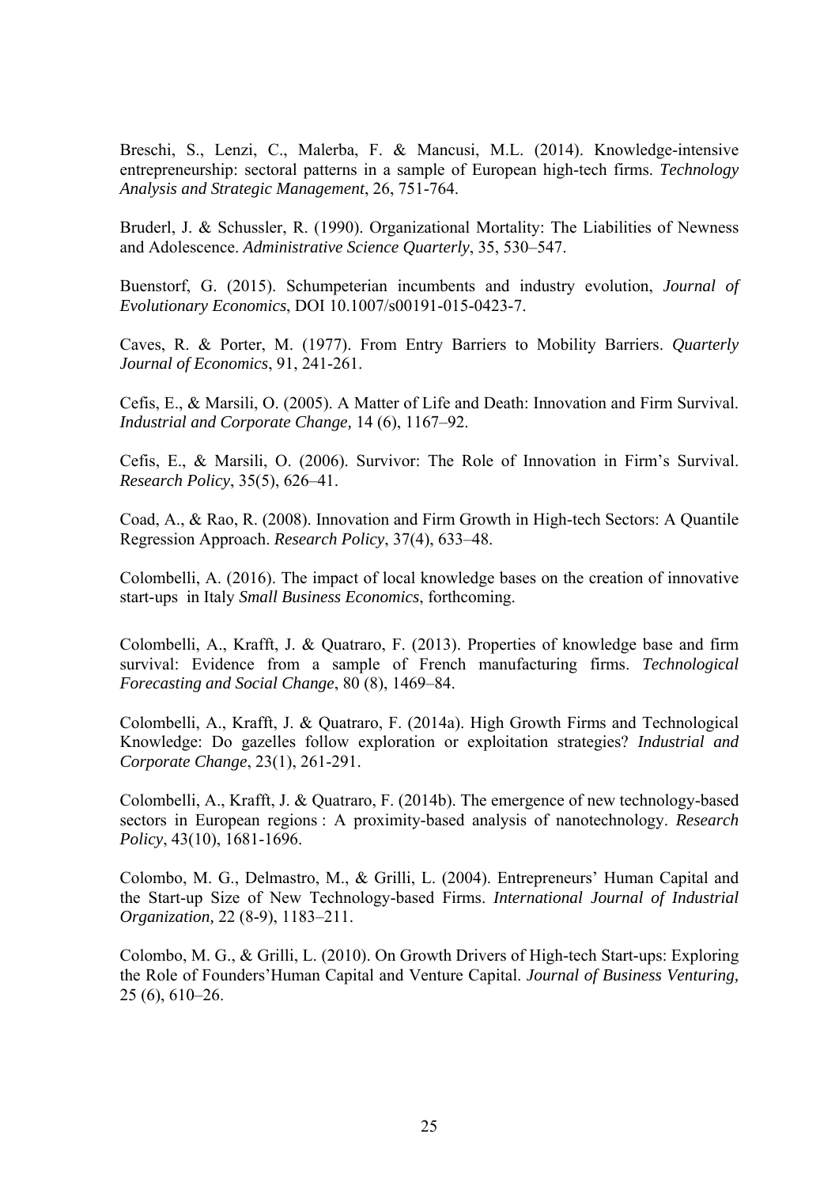Breschi, S., Lenzi, C., Malerba, F. & Mancusi, M.L. (2014). Knowledge-intensive entrepreneurship: sectoral patterns in a sample of European high-tech firms. *Technology Analysis and Strategic Management*, 26, 751-764.

Bruderl, J. & Schussler, R. (1990). Organizational Mortality: The Liabilities of Newness and Adolescence. *Administrative Science Quarterly*, 35, 530–547.

Buenstorf, G. (2015). Schumpeterian incumbents and industry evolution, *Journal of Evolutionary Economics*, DOI 10.1007/s00191-015-0423-7.

Caves, R. & Porter, M. (1977). From Entry Barriers to Mobility Barriers. *Quarterly Journal of Economics*, 91, 241-261.

Cefis, E., & Marsili, O. (2005). A Matter of Life and Death: Innovation and Firm Survival. *Industrial and Corporate Change,* 14 (6), 1167–92.

Cefis, E., & Marsili, O. (2006). Survivor: The Role of Innovation in Firm's Survival. *Research Policy*, 35(5), 626–41.

Coad, A., & Rao, R. (2008). Innovation and Firm Growth in High-tech Sectors: A Quantile Regression Approach. *Research Policy*, 37(4), 633–48.

Colombelli, A. (2016). The impact of local knowledge bases on the creation of innovative start-ups in Italy *Small Business Economics*, forthcoming.

Colombelli, A., Krafft, J. & Quatraro, F. (2013). Properties of knowledge base and firm survival: Evidence from a sample of French manufacturing firms. *Technological Forecasting and Social Change*, 80 (8), 1469–84.

Colombelli, A., Krafft, J. & Quatraro, F. (2014a). High Growth Firms and Technological Knowledge: Do gazelles follow exploration or exploitation strategies? *Industrial and Corporate Change*, 23(1), 261-291.

Colombelli, A., Krafft, J. & Quatraro, F. (2014b). The emergence of new technology-based sectors in European regions : A proximity-based analysis of nanotechnology. *Research Policy*, 43(10), 1681-1696.

Colombo, M. G., Delmastro, M., & Grilli, L. (2004). Entrepreneurs' Human Capital and the Start-up Size of New Technology-based Firms. *International Journal of Industrial Organization,* 22 (8-9), 1183–211.

Colombo, M. G., & Grilli, L. (2010). On Growth Drivers of High-tech Start-ups: Exploring the Role of Founders'Human Capital and Venture Capital. *Journal of Business Venturing,* 25 (6), 610–26.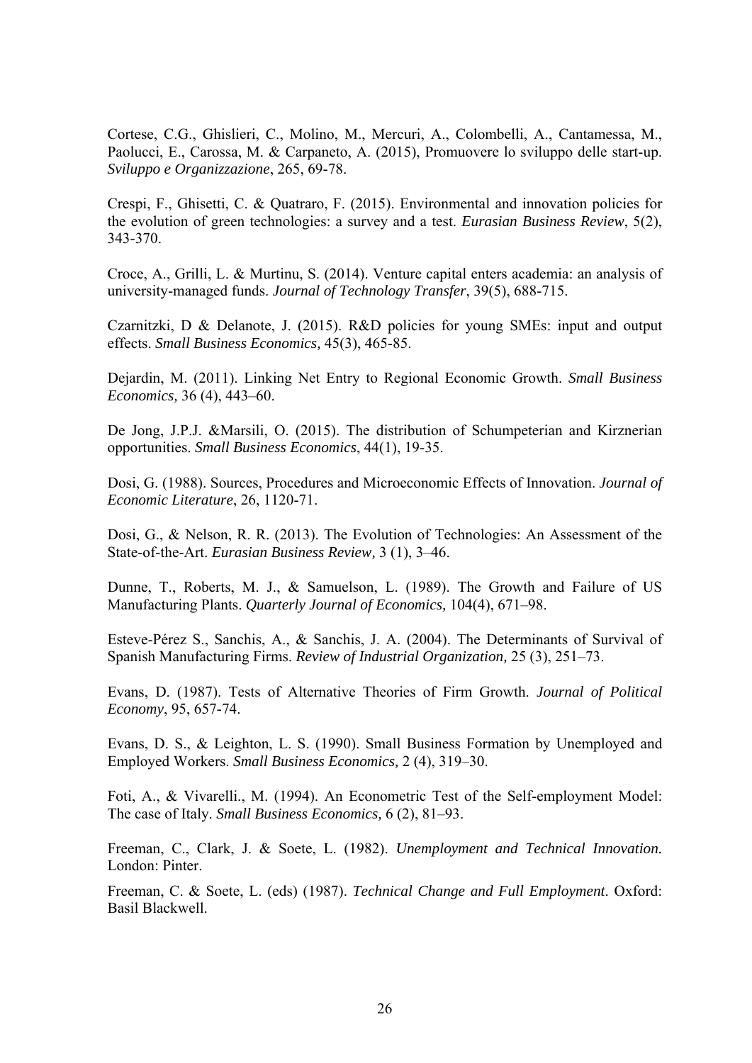Cortese, C.G., Ghislieri, C., Molino, M., Mercuri, A., Colombelli, A., Cantamessa, M., Paolucci, E., Carossa, M. & Carpaneto, A. (2015), Promuovere lo sviluppo delle start-up. *Sviluppo e Organizzazione*, 265, 69-78.

Crespi, F., Ghisetti, C. & Quatraro, F. (2015). Environmental and innovation policies for the evolution of green technologies: a survey and a test. *Eurasian Business Review*, 5(2), 343-370.

Croce, A., Grilli, L. & Murtinu, S. (2014). Venture capital enters academia: an analysis of university-managed funds. *Journal of Technology Transfer*, 39(5), 688-715.

Czarnitzki, D & Delanote, J. (2015). R&D policies for young SMEs: input and output effects. *Small Business Economics,* 45(3), 465-85.

Dejardin, M. (2011). Linking Net Entry to Regional Economic Growth. *Small Business Economics,* 36 (4), 443–60.

De Jong, J.P.J. &Marsili, O. (2015). The distribution of Schumpeterian and Kirznerian opportunities. *Small Business Economics*, 44(1), 19-35.

Dosi, G. (1988). Sources, Procedures and Microeconomic Effects of Innovation. *Journal of Economic Literature*, 26, 1120-71.

Dosi, G., & Nelson, R. R. (2013). The Evolution of Technologies: An Assessment of the State-of-the-Art. *Eurasian Business Review,* 3 (1), 3–46.

Dunne, T., Roberts, M. J., & Samuelson, L. (1989). The Growth and Failure of US Manufacturing Plants. *Quarterly Journal of Economics,* 104(4), 671–98.

Esteve-Pérez S., Sanchis, A., & Sanchis, J. A. (2004). The Determinants of Survival of Spanish Manufacturing Firms. *Review of Industrial Organization,* 25 (3), 251–73.

Evans, D. (1987). Tests of Alternative Theories of Firm Growth. *Journal of Political Economy*, 95, 657-74.

Evans, D. S., & Leighton, L. S. (1990). Small Business Formation by Unemployed and Employed Workers. *Small Business Economics,* 2 (4), 319–30.

Foti, A., & Vivarelli., M. (1994). An Econometric Test of the Self-employment Model: The case of Italy. *Small Business Economics,* 6 (2), 81–93.

Freeman, C., Clark, J. & Soete, L. (1982). *Unemployment and Technical Innovation.* London: Pinter.

Freeman, C. & Soete, L. (eds) (1987). *Technical Change and Full Employment*. Oxford: Basil Blackwell.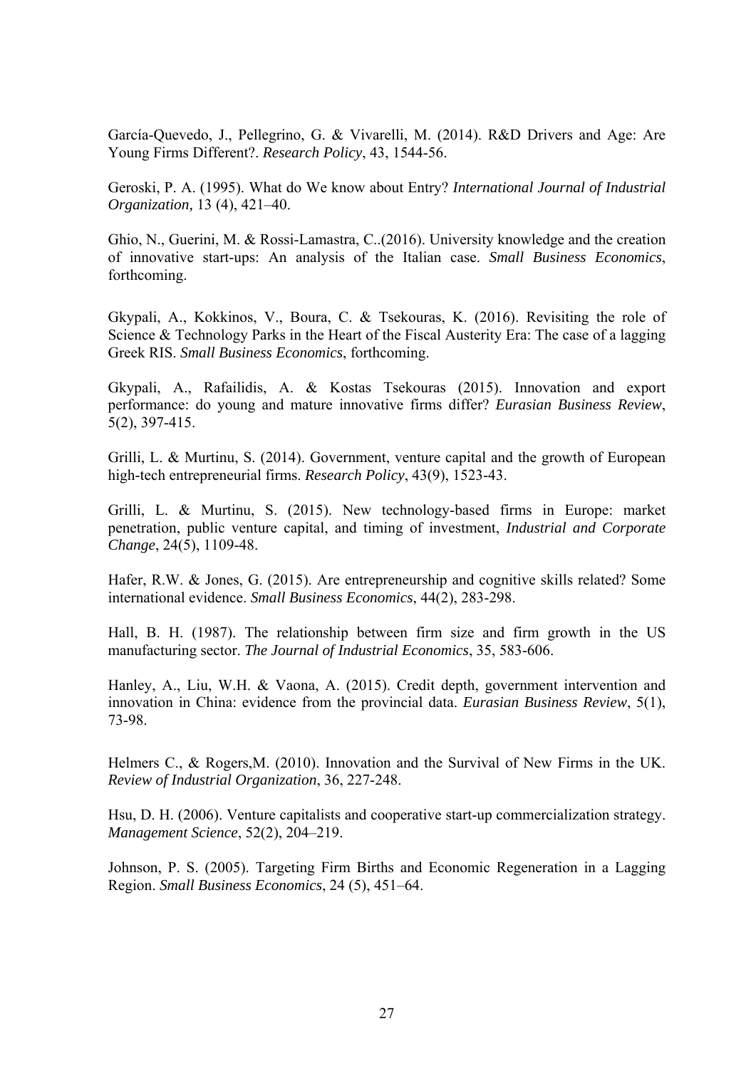García-Quevedo, J., Pellegrino, G. & Vivarelli, M. (2014). R&D Drivers and Age: Are Young Firms Different?. *Research Policy*, 43, 1544-56.

Geroski, P. A. (1995). What do We know about Entry? *International Journal of Industrial Organization,* 13 (4), 421–40.

Ghio, N., Guerini, M. & Rossi-Lamastra, C..(2016). University knowledge and the creation of innovative start-ups: An analysis of the Italian case. *Small Business Economics*, forthcoming.

Gkypali, A., Kokkinos, V., Boura, C. & Tsekouras, K. (2016). Revisiting the role of Science & Technology Parks in the Heart of the Fiscal Austerity Era: The case of a lagging Greek RIS. *Small Business Economics*, forthcoming.

Gkypali, A., Rafailidis, A. & Kostas Tsekouras (2015). Innovation and export performance: do young and mature innovative firms differ? *Eurasian Business Review*, 5(2), 397-415.

Grilli, L. & Murtinu, S. (2014). Government, venture capital and the growth of European high-tech entrepreneurial firms. *Research Policy*, 43(9), 1523-43.

Grilli, L. & Murtinu, S. (2015). New technology-based firms in Europe: market penetration, public venture capital, and timing of investment, *Industrial and Corporate Change*, 24(5), 1109-48.

Hafer, R.W. & Jones, G. (2015). Are entrepreneurship and cognitive skills related? Some international evidence. *Small Business Economics*, 44(2), 283-298.

Hall, B. H. (1987). The relationship between firm size and firm growth in the US manufacturing sector. *The Journal of Industrial Economics*, 35, 583-606.

Hanley, A., Liu, W.H. & Vaona, A. (2015). Credit depth, government intervention and innovation in China: evidence from the provincial data. *Eurasian Business Review*, 5(1), 73-98.

Helmers C., & Rogers,M. (2010). Innovation and the Survival of New Firms in the UK. *Review of Industrial Organization*, 36, 227-248.

Hsu, D. H. (2006). Venture capitalists and cooperative start-up commercialization strategy. *Management Science*, 52(2), 204–219.

Johnson, P. S. (2005). Targeting Firm Births and Economic Regeneration in a Lagging Region. *Small Business Economics*, 24 (5), 451–64.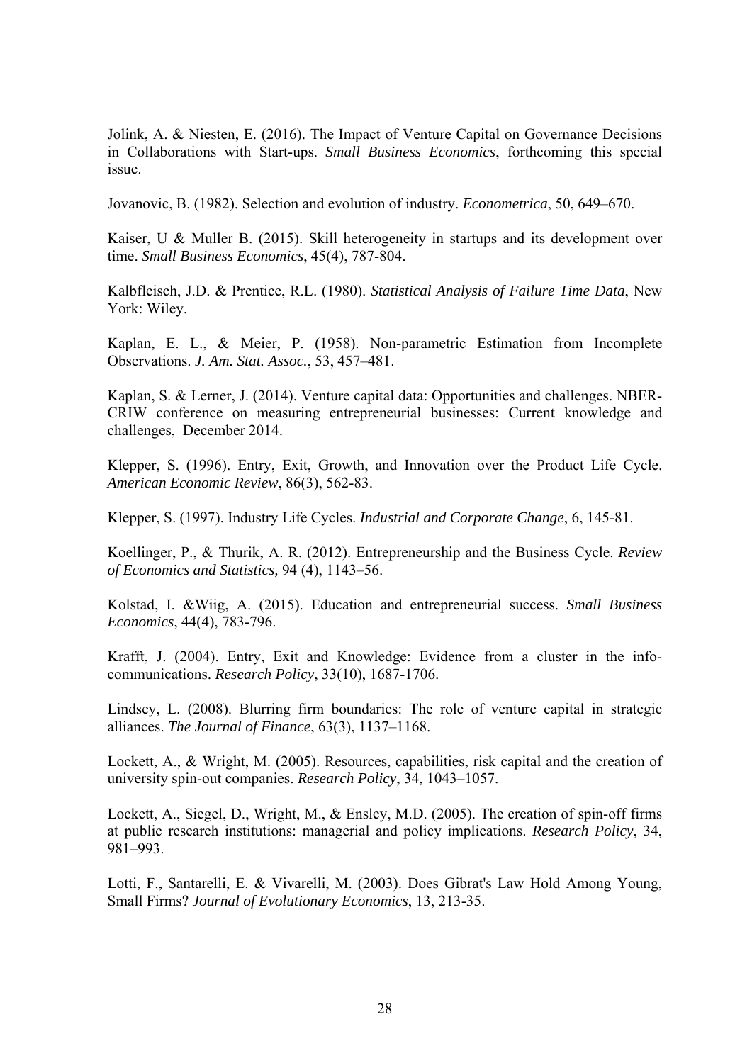Jolink, A. & Niesten, E. (2016). The Impact of Venture Capital on Governance Decisions in Collaborations with Start-ups. *Small Business Economics*, forthcoming this special issue.

Jovanovic, B. (1982). Selection and evolution of industry. *Econometrica*, 50, 649–670.

Kaiser, U & Muller B. (2015). Skill heterogeneity in startups and its development over time. *Small Business Economics*, 45(4), 787-804.

Kalbfleisch, J.D. & Prentice, R.L. (1980). *Statistical Analysis of Failure Time Data*, New York: Wiley.

Kaplan, E. L., & Meier, P. (1958). Non-parametric Estimation from Incomplete Observations. *J. Am. Stat. Assoc.*, 53, 457–481.

Kaplan, S. & Lerner, J. (2014). Venture capital data: Opportunities and challenges. NBER-CRIW conference on measuring entrepreneurial businesses: Current knowledge and challenges, December 2014.

Klepper, S. (1996). Entry, Exit, Growth, and Innovation over the Product Life Cycle. *American Economic Review*, 86(3), 562-83.

Klepper, S. (1997). Industry Life Cycles. *Industrial and Corporate Change*, 6, 145-81.

Koellinger, P., & Thurik, A. R. (2012). Entrepreneurship and the Business Cycle. *Review of Economics and Statistics,* 94 (4), 1143–56.

Kolstad, I. &Wiig, A. (2015). Education and entrepreneurial success. *Small Business Economics*, 44(4), 783-796.

Krafft, J. (2004). Entry, Exit and Knowledge: Evidence from a cluster in the info-communications. *Research Policy*, 33(10), 1687-1706.

Lindsey, L. (2008). Blurring firm boundaries: The role of venture capital in strategic alliances. *The Journal of Finance*, 63(3), 1137–1168.

Lockett, A., & Wright, M. (2005). Resources, capabilities, risk capital and the creation of university spin-out companies. *Research Policy*, 34, 1043–1057.

Lockett, A., Siegel, D., Wright, M., & Ensley, M.D. (2005). The creation of spin-off firms at public research institutions: managerial and policy implications. *Research Policy*, 34, 981–993.

Lotti, F., Santarelli, E. & Vivarelli, M. (2003). Does Gibrat's Law Hold Among Young, Small Firms? *Journal of Evolutionary Economics*, 13, 213-35.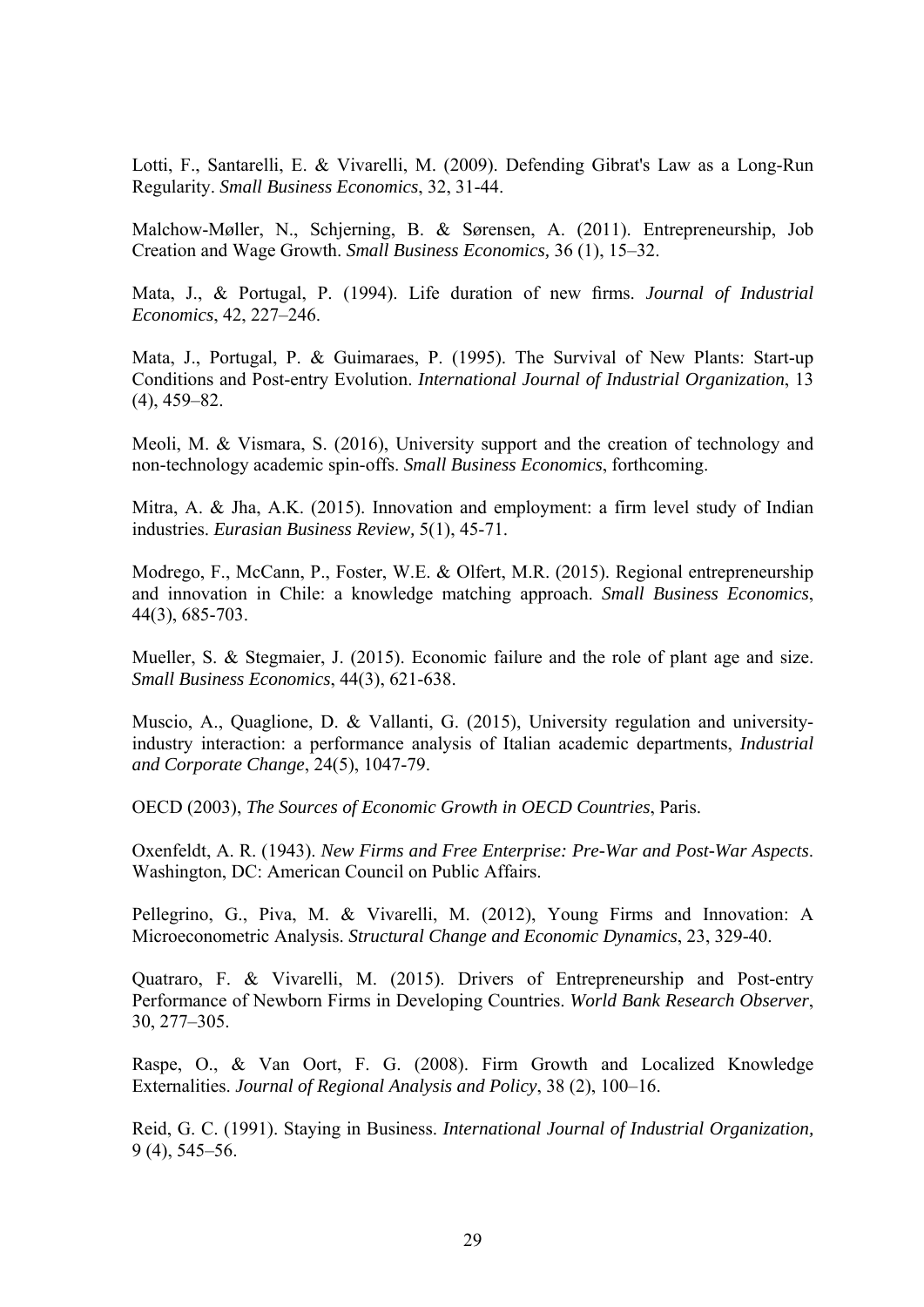Lotti, F., Santarelli, E. & Vivarelli, M. (2009). Defending Gibrat's Law as a Long-Run Regularity. *Small Business Economics*, 32, 31-44.

Malchow-Møller, N., Schjerning, B. & Sørensen, A. (2011). Entrepreneurship, Job Creation and Wage Growth. *Small Business Economics,* 36 (1), 15–32.

Mata, J., & Portugal, P. (1994). Life duration of new firms. *Journal of Industrial Economics*, 42, 227–246.

Mata, J., Portugal, P. & Guimaraes, P. (1995). The Survival of New Plants: Start-up Conditions and Post-entry Evolution. *International Journal of Industrial Organization*, 13 (4), 459–82.

Meoli, M. & Vismara, S. (2016), University support and the creation of technology and non-technology academic spin-offs. *Small Business Economics*, forthcoming.

Mitra, A. & Jha, A.K. (2015). Innovation and employment: a firm level study of Indian industries. *Eurasian Business Review,* 5(1), 45-71.

Modrego, F., McCann, P., Foster, W.E. & Olfert, M.R. (2015). Regional entrepreneurship and innovation in Chile: a knowledge matching approach. *Small Business Economics*, 44(3), 685-703.

Mueller, S. & Stegmaier, J. (2015). Economic failure and the role of plant age and size. *Small Business Economics*, 44(3), 621-638.

Muscio, A., Quaglione, D. & Vallanti, G. (2015), University regulation and university-industry interaction: a performance analysis of Italian academic departments, *Industrial and Corporate Change*, 24(5), 1047-79.

OECD (2003), *The Sources of Economic Growth in OECD Countries*, Paris.

Oxenfeldt, A. R. (1943). *New Firms and Free Enterprise: Pre-War and Post-War Aspects*. Washington, DC: American Council on Public Affairs.

Pellegrino, G., Piva, M. & Vivarelli, M. (2012), Young Firms and Innovation: A Microeconometric Analysis. *Structural Change and Economic Dynamics*, 23, 329-40.

Quatraro, F. & Vivarelli, M. (2015). Drivers of Entrepreneurship and Post-entry Performance of Newborn Firms in Developing Countries. *World Bank Research Observer*, 30, 277–305.

Raspe, O., & Van Oort, F. G. (2008). Firm Growth and Localized Knowledge Externalities. *Journal of Regional Analysis and Policy*, 38 (2), 100–16.

Reid, G. C. (1991). Staying in Business. *International Journal of Industrial Organization,* 9 (4), 545–56.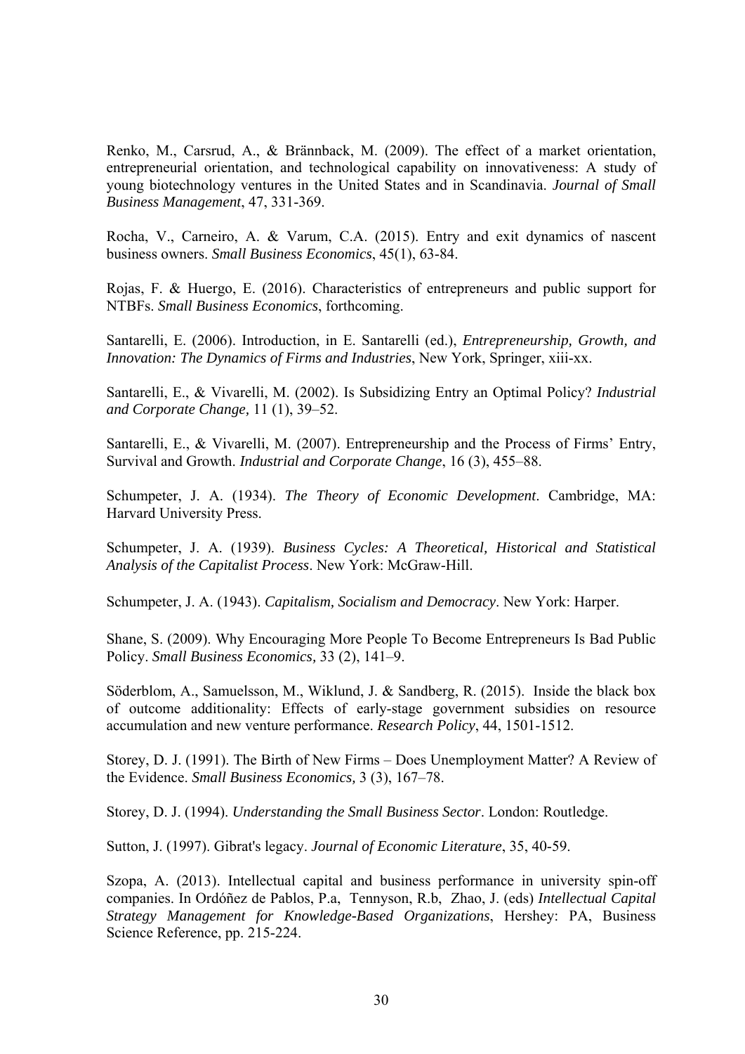Renko, M., Carsrud, A., & Brännback, M. (2009). The effect of a market orientation, entrepreneurial orientation, and technological capability on innovativeness: A study of young biotechnology ventures in the United States and in Scandinavia. *Journal of Small Business Management*, 47, 331-369.

Rocha, V., Carneiro, A. & Varum, C.A. (2015). Entry and exit dynamics of nascent business owners. *Small Business Economics*, 45(1), 63-84.

Rojas, F. & Huergo, E. (2016). Characteristics of entrepreneurs and public support for NTBFs. *Small Business Economics*, forthcoming.

Santarelli, E. (2006). Introduction, in E. Santarelli (ed.), *Entrepreneurship, Growth, and Innovation: The Dynamics of Firms and Industries*, New York, Springer, xiii-xx.

Santarelli, E., & Vivarelli, M. (2002). Is Subsidizing Entry an Optimal Policy? *Industrial and Corporate Change,* 11 (1), 39–52.

Santarelli, E., & Vivarelli, M. (2007). Entrepreneurship and the Process of Firms' Entry, Survival and Growth. *Industrial and Corporate Change*, 16 (3), 455–88.

Schumpeter, J. A. (1934). *The Theory of Economic Development*. Cambridge, MA: Harvard University Press.

Schumpeter, J. A. (1939). *Business Cycles: A Theoretical, Historical and Statistical Analysis of the Capitalist Process*. New York: McGraw-Hill.

Schumpeter, J. A. (1943). *Capitalism, Socialism and Democracy*. New York: Harper.

Shane, S. (2009). Why Encouraging More People To Become Entrepreneurs Is Bad Public Policy. *Small Business Economics,* 33 (2), 141–9.

Söderblom, A., Samuelsson, M., Wiklund, J. & Sandberg, R. (2015). Inside the black box of outcome additionality: Effects of early-stage government subsidies on resource accumulation and new venture performance. *Research Policy*, 44, 1501-1512.

Storey, D. J. (1991). The Birth of New Firms – Does Unemployment Matter? A Review of the Evidence. *Small Business Economics,* 3 (3), 167–78.

Storey, D. J. (1994). *Understanding the Small Business Sector*. London: Routledge.

Sutton, J. (1997). Gibrat's legacy. *Journal of Economic Literature*, 35, 40-59.

Szopa, A. (2013). Intellectual capital and business performance in university spin-off companies. In Ordóñez de Pablos, P.a, Tennyson, R.b, Zhao, J. (eds) *Intellectual Capital Strategy Management for Knowledge-Based Organizations*, Hershey: PA, Business Science Reference, pp. 215-224.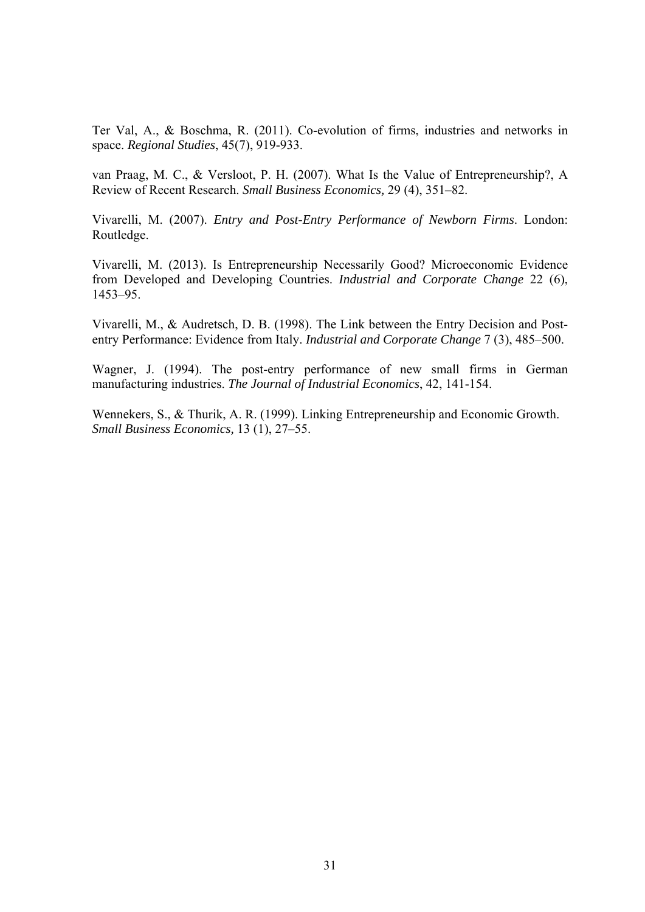Ter Val, A., & Boschma, R. (2011). Co-evolution of firms, industries and networks in space. *Regional Studies*, 45(7), 919-933.

van Praag, M. C., & Versloot, P. H. (2007). What Is the Value of Entrepreneurship?, A Review of Recent Research. *Small Business Economics,* 29 (4), 351–82.

Vivarelli, M. (2007). *Entry and Post-Entry Performance of Newborn Firms*. London: Routledge.

Vivarelli, M. (2013). Is Entrepreneurship Necessarily Good? Microeconomic Evidence from Developed and Developing Countries. *Industrial and Corporate Change* 22 (6), 1453–95.

Vivarelli, M., & Audretsch, D. B. (1998). The Link between the Entry Decision and Post-entry Performance: Evidence from Italy. *Industrial and Corporate Change* 7 (3), 485–500.

Wagner, J. (1994). The post-entry performance of new small firms in German manufacturing industries. *The Journal of Industrial Economics*, 42, 141-154.

Wennekers, S., & Thurik, A. R. (1999). Linking Entrepreneurship and Economic Growth. *Small Business Economics,* 13 (1), 27–55.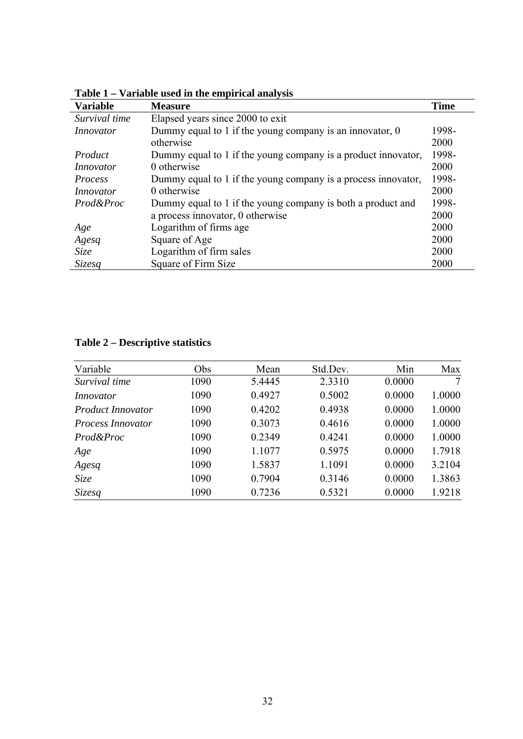**Table 1 – Variable used in the empirical analysis**

| **Variable** | **Measure** | **Time** |
|---|---|---|
| *Survival time* | Elapsed years since 2000 to exit | |
| *Innovator* | Dummy equal to 1 if the young company is an innovator, 0 otherwise | 1998-2000 |
| *Product Innovator* | Dummy equal to 1 if the young company is a product innovator, 0 otherwise | 1998-2000 |
| *Process Innovator* | Dummy equal to 1 if the young company is a process innovator, 0 otherwise | 1998-2000 |
| *Prod&Proc* | Dummy equal to 1 if the young company is both a product and a process innovator, 0 otherwise | 1998-2000 |
| *Age* | Logarithm of firms age | 2000 |
| *Agesq* | Square of Age | 2000 |
| *Size* | Logarithm of firm sales | 2000 |
| *Sizesq* | Square of Firm Size | 2000 |

**Table 2 – Descriptive statistics**

| Variable | Obs | Mean | Std.Dev. | Min | Max |
|---|---|---|---|---|---|
| *Survival time* | 1090 | 5.4445 | 2.3310 | 0.0000 | 7 |
| *Innovator* | 1090 | 0.4927 | 0.5002 | 0.0000 | 1.0000 |
| *Product Innovator* | 1090 | 0.4202 | 0.4938 | 0.0000 | 1.0000 |
| *Process Innovator* | 1090 | 0.3073 | 0.4616 | 0.0000 | 1.0000 |
| *Prod&Proc* | 1090 | 0.2349 | 0.4241 | 0.0000 | 1.0000 |
| *Age* | 1090 | 1.1077 | 0.5975 | 0.0000 | 1.7918 |
| *Agesq* | 1090 | 1.5837 | 1.1091 | 0.0000 | 3.2104 |
| *Size* | 1090 | 0.7904 | 0.3146 | 0.0000 | 1.3863 |
| *Sizesq* | 1090 | 0.7236 | 0.5321 | 0.0000 | 1.9218 |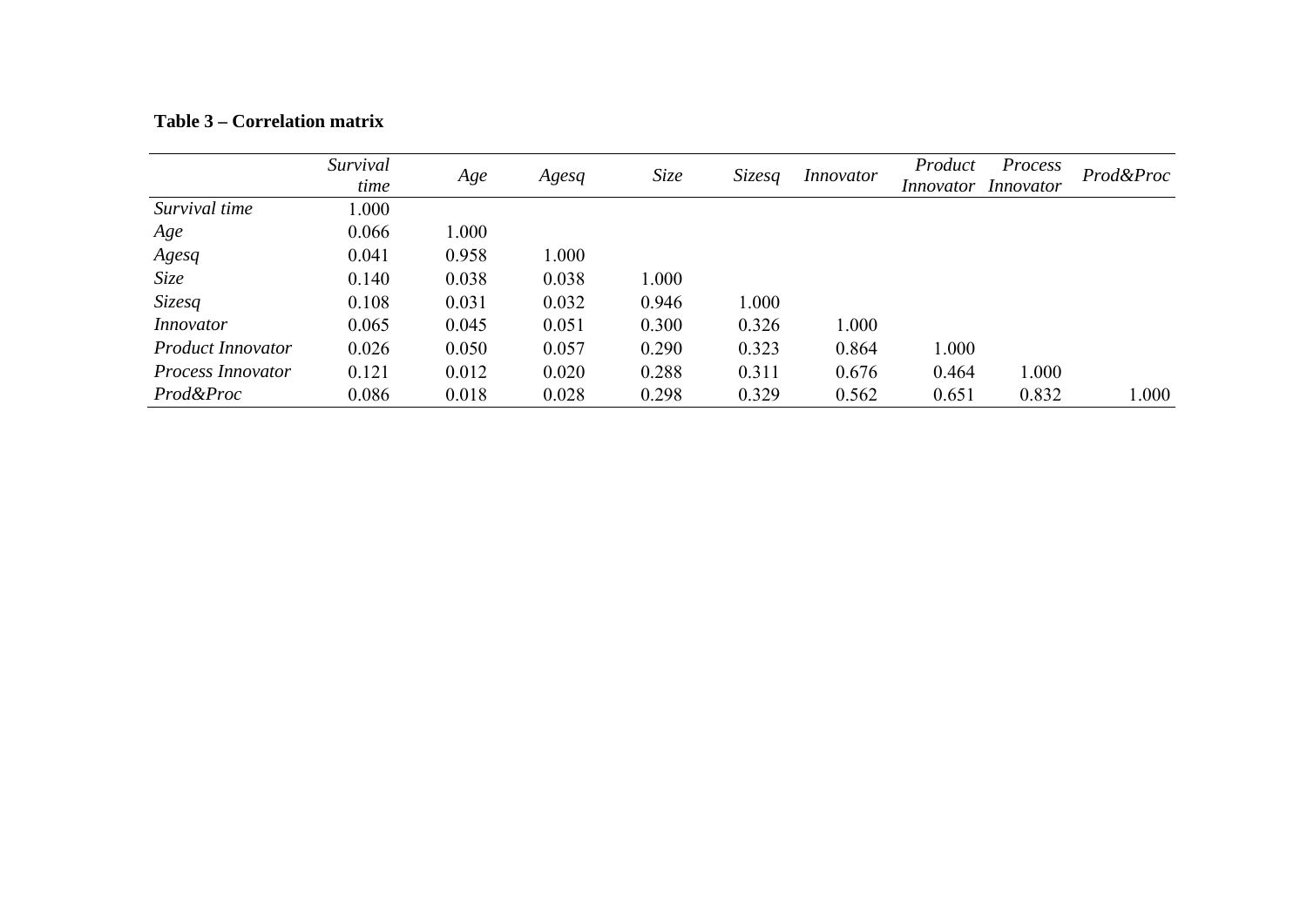**Table 3 – Correlation matrix**

| | *Survival time* | *Age* | *Agesq* | *Size* | *Sizesq* | *Innovator* | *Product Innovator* | *Process Innovator* | *Prod&Proc* |
|---|---|---|---|---|---|---|---|---|---|
| *Survival time* | 1.000 | | | | | | | | |
| *Age* | 0.066 | 1.000 | | | | | | | |
| *Agesq* | 0.041 | 0.958 | 1.000 | | | | | | |
| *Size* | 0.140 | 0.038 | 0.038 | 1.000 | | | | | |
| *Sizesq* | 0.108 | 0.031 | 0.032 | 0.946 | 1.000 | | | | |
| *Innovator* | 0.065 | 0.045 | 0.051 | 0.300 | 0.326 | 1.000 | | | |
| *Product Innovator* | 0.026 | 0.050 | 0.057 | 0.290 | 0.323 | 0.864 | 1.000 | | |
| *Process Innovator* | 0.121 | 0.012 | 0.020 | 0.288 | 0.311 | 0.676 | 0.464 | 1.000 | |
| *Prod&Proc* | 0.086 | 0.018 | 0.028 | 0.298 | 0.329 | 0.562 | 0.651 | 0.832 | 1.000 |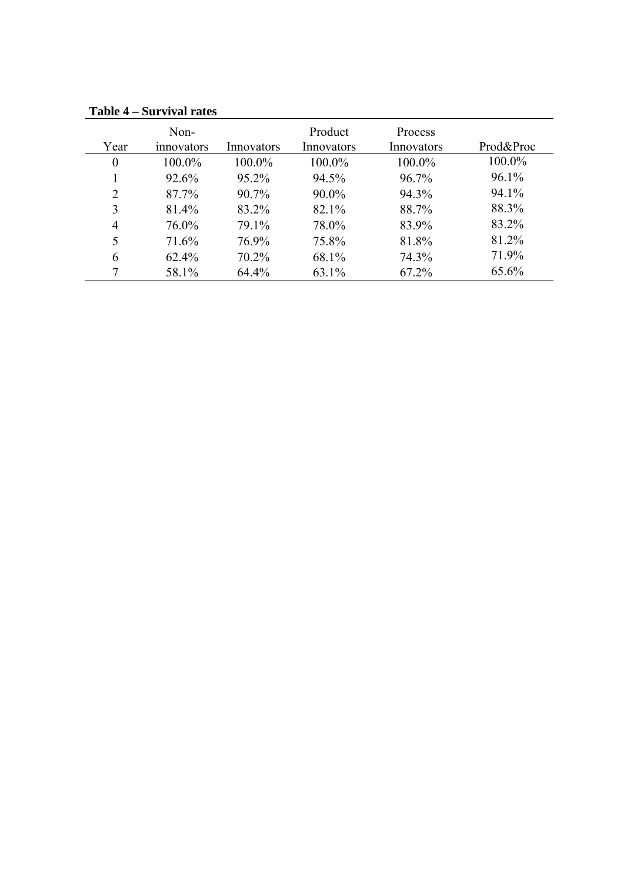**Table 4 – Survival rates**

| Year | Non-innovators | Innovators | Product Innovators | Process Innovators | Prod&Proc |
|---|---|---|---|---|---|
| 0 | 100.0% | 100.0% | 100.0% | 100.0% | 100.0% |
| 1 | 92.6% | 95.2% | 94.5% | 96.7% | 96.1% |
| 2 | 87.7% | 90.7% | 90.0% | 94.3% | 94.1% |
| 3 | 81.4% | 83.2% | 82.1% | 88.7% | 88.3% |
| 4 | 76.0% | 79.1% | 78.0% | 83.9% | 83.2% |
| 5 | 71.6% | 76.9% | 75.8% | 81.8% | 81.2% |
| 6 | 62.4% | 70.2% | 68.1% | 74.3% | 71.9% |
| 7 | 58.1% | 64.4% | 63.1% | 67.2% | 65.6% |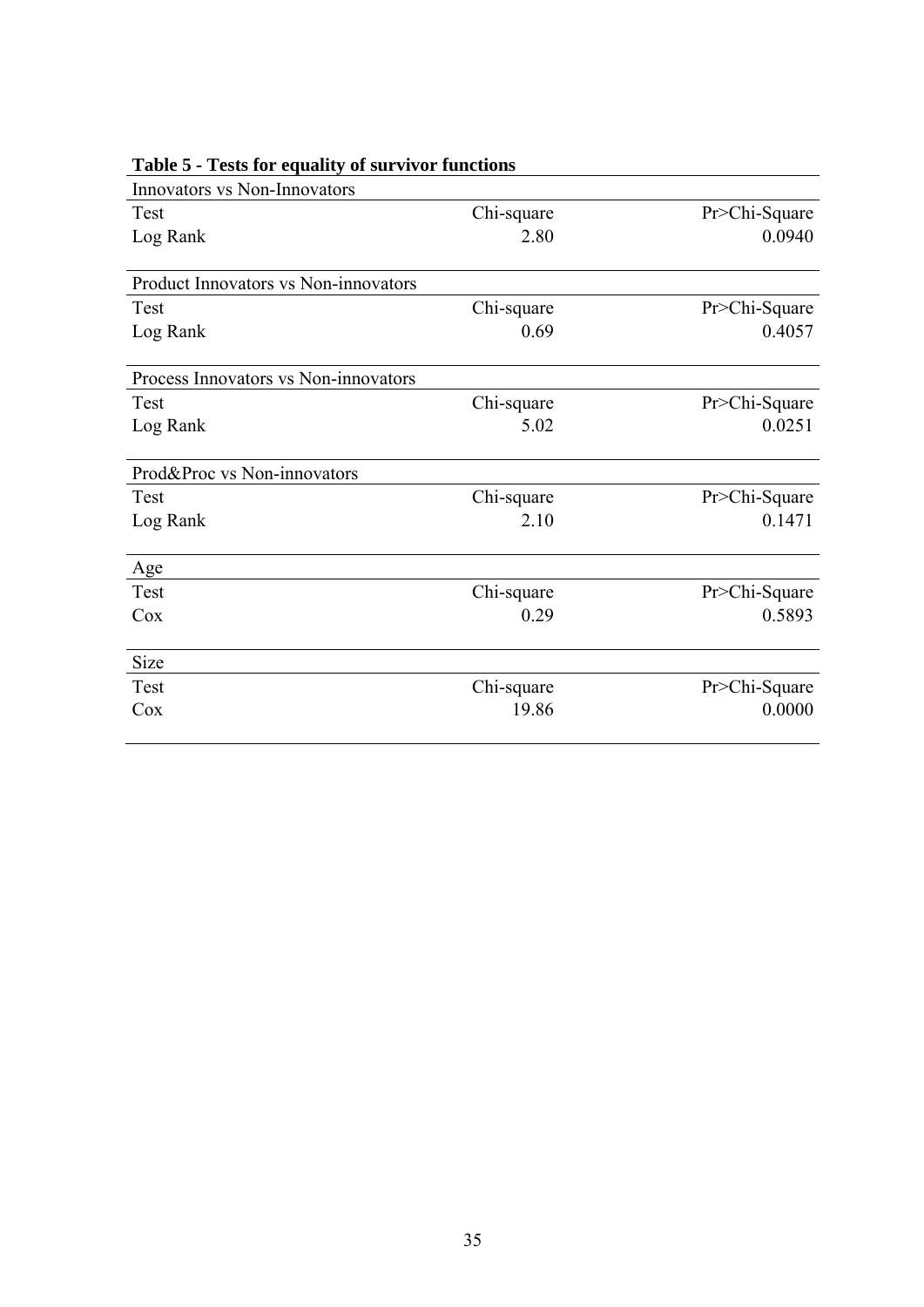**Table 5 - Tests for equality of survivor functions**

| Innovators vs Non-Innovators | | |
|---|---|---|
| Test | Chi-square | Pr>Chi-Square |
| Log Rank | 2.80 | 0.0940 |
| **Product Innovators vs Non-innovators** | | |
| Test | Chi-square | Pr>Chi-Square |
| Log Rank | 0.69 | 0.4057 |
| **Process Innovators vs Non-innovators** | | |
| Test | Chi-square | Pr>Chi-Square |
| Log Rank | 5.02 | 0.0251 |
| **Prod&Proc vs Non-innovators** | | |
| Test | Chi-square | Pr>Chi-Square |
| Log Rank | 2.10 | 0.1471 |
| **Age** | | |
| Test | Chi-square | Pr>Chi-Square |
| Cox | 0.29 | 0.5893 |
| **Size** | | |
| Test | Chi-square | Pr>Chi-Square |
| Cox | 19.86 | 0.0000 |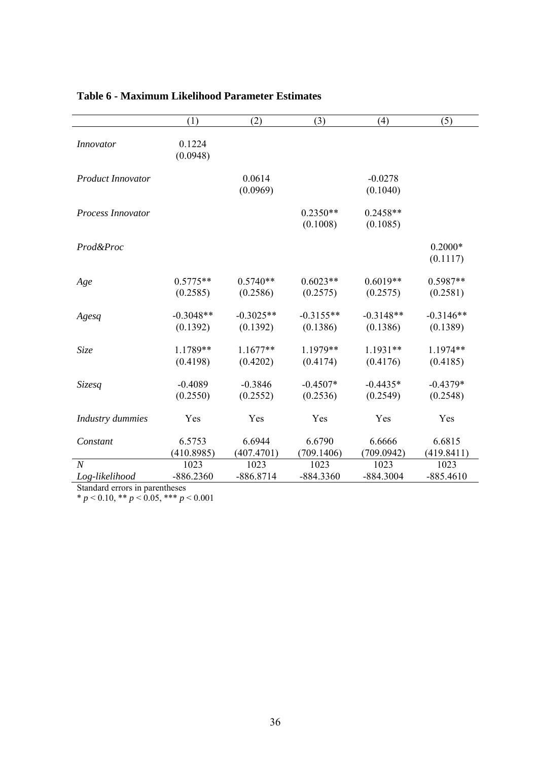**Table 6 - Maximum Likelihood Parameter Estimates**

| | (1) | (2) | (3) | (4) | (5) |
|---|---|---|---|---|---|
| *Innovator* | 0.1224 | | | | |
| | (0.0948) | | | | |
| *Product Innovator* | | 0.0614 | | -0.0278 | |
| | | (0.0969) | | (0.1040) | |
| *Process Innovator* | | | 0.2350** | 0.2458** | |
| | | | (0.1008) | (0.1085) | |
| *Prod&Proc* | | | | | 0.2000* |
| | | | | | (0.1117) |
| *Age* | 0.5775** | 0.5740** | 0.6023** | 0.6019** | 0.5987** |
| | (0.2585) | (0.2586) | (0.2575) | (0.2575) | (0.2581) |
| *Agesq* | -0.3048** | -0.3025** | -0.3155** | -0.3148** | -0.3146** |
| | (0.1392) | (0.1392) | (0.1386) | (0.1386) | (0.1389) |
| *Size* | 1.1789** | 1.1677** | 1.1979** | 1.1931** | 1.1974** |
| | (0.4198) | (0.4202) | (0.4174) | (0.4176) | (0.4185) |
| *Sizesq* | -0.4089 | -0.3846 | -0.4507* | -0.4435* | -0.4379* |
| | (0.2550) | (0.2552) | (0.2536) | (0.2549) | (0.2548) |
| *Industry dummies* | Yes | Yes | Yes | Yes | Yes |
| *Constant* | 6.5753 | 6.6944 | 6.6790 | 6.6666 | 6.6815 |
| | (410.8985) | (407.4701) | (709.1406) | (709.0942) | (419.8411) |
| *N* | 1023 | 1023 | 1023 | 1023 | 1023 |
| *Log-likelihood* | -886.2360 | -886.8714 | -884.3360 | -884.3004 | -885.4610 |

Standard errors in parentheses

* $p < 0.10$, ** $p < 0.05$, *** $p < 0.001$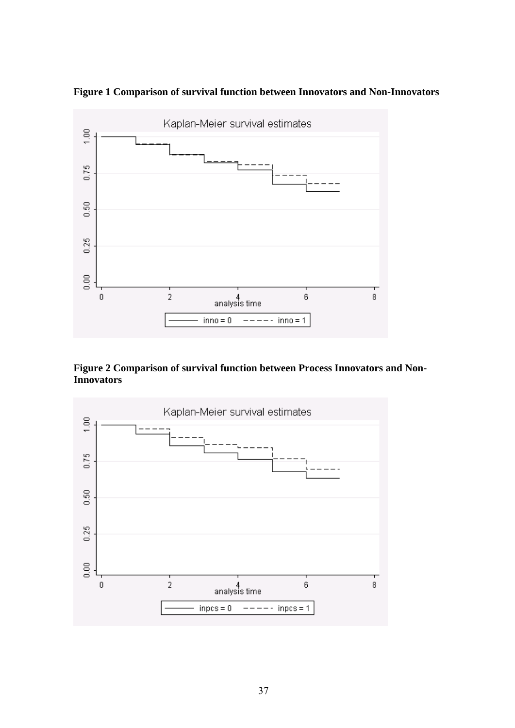**Figure 1 Comparison of survival function between Innovators and Non-Innovators**

**Figure 2 Comparison of survival function between Process Innovators and Non-Innovators**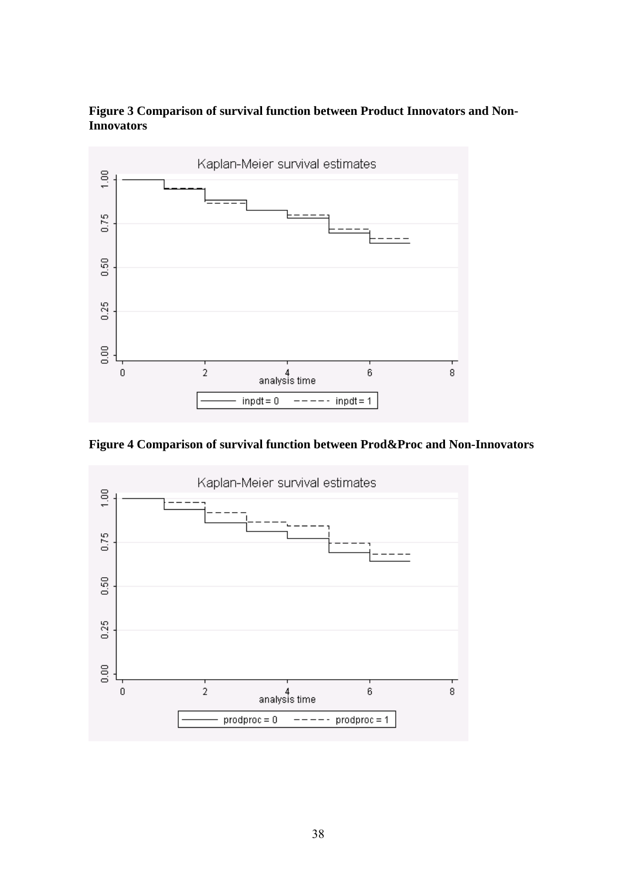**Figure 3 Comparison of survival function between Product Innovators and Non-Innovators**

**Figure 4 Comparison of survival function between Prod&Proc and Non-Innovators**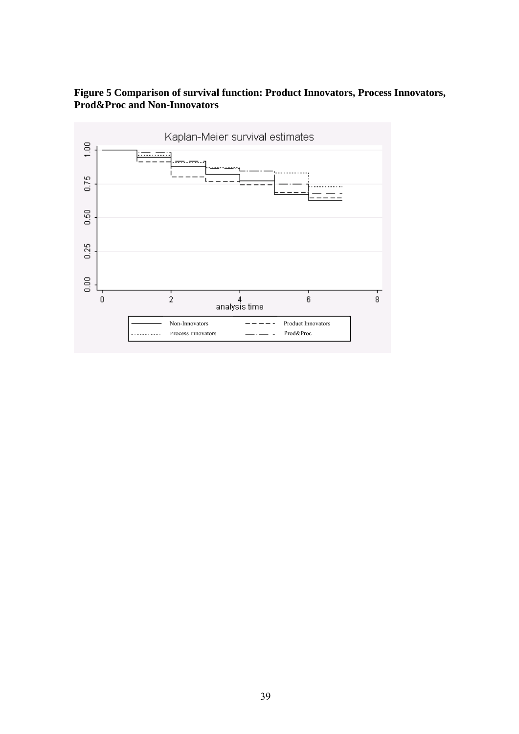**Figure 5 Comparison of survival function: Product Innovators, Process Innovators, Prod&Proc and Non-Innovators**

Kaplan-Meier survival estimates

1.00
0.75
0.50
0.25
0.00

0
2
4
6
8

analysis time

Non-Innovators
Product Innovators
Process Innovators
Prod&Proc